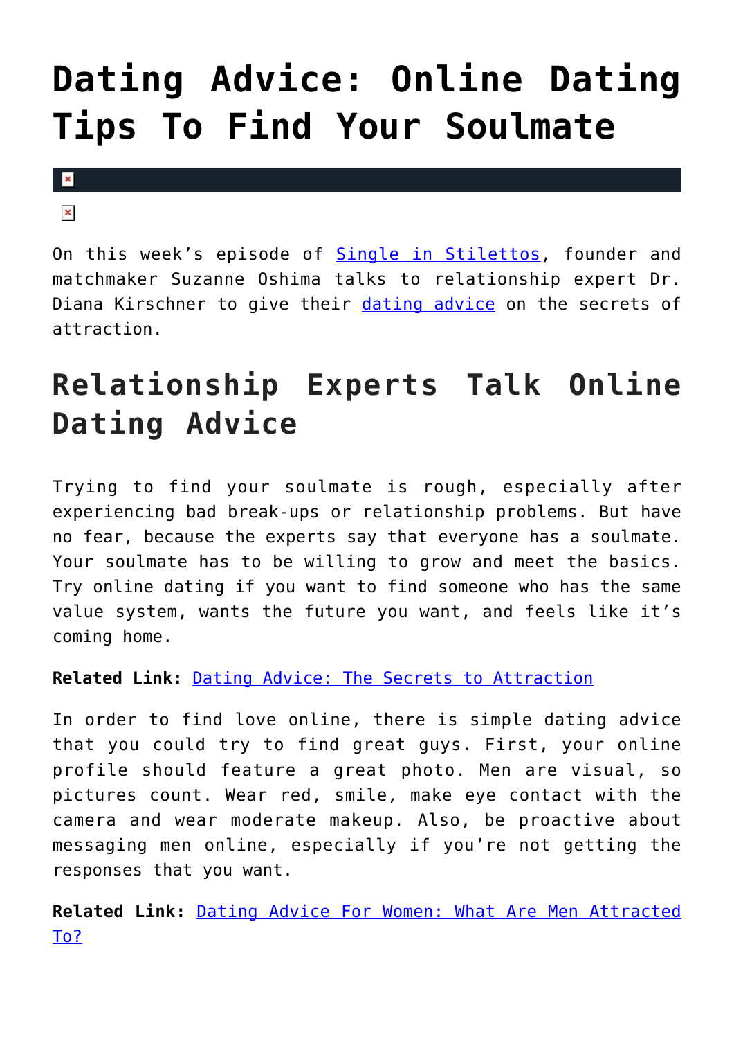# Dating Advice: Online Dating Tips To Find Your Soulmate

On this week's episode of Single in Stilettos, founder and matchmaker Suzanne Oshima talks to relationship expert Dr. Diana Kirschner to give their dating advice on the secrets of attraction.

## Relationship Experts Talk Online Dating Advice

Trying to find your soulmate is rough, especially after experiencing bad break-ups or relationship problems. But have no fear, because the experts say that everyone has a soulmate. Your soulmate has to be willing to grow and meet the basics. Try online dating if you want to find someone who has the same value system, wants the future you want, and feels like it's coming home.

**Related Link:** Dating Advice: The Secrets to Attraction

In order to find love online, there is simple dating advice that you could try to find great guys. First, your online profile should feature a great photo. Men are visual, so pictures count. Wear red, smile, make eye contact with the camera and wear moderate makeup. Also, be proactive about messaging men online, especially if you're not getting the responses that you want.

**Related Link:** Dating Advice For Women: What Are Men Attracted To?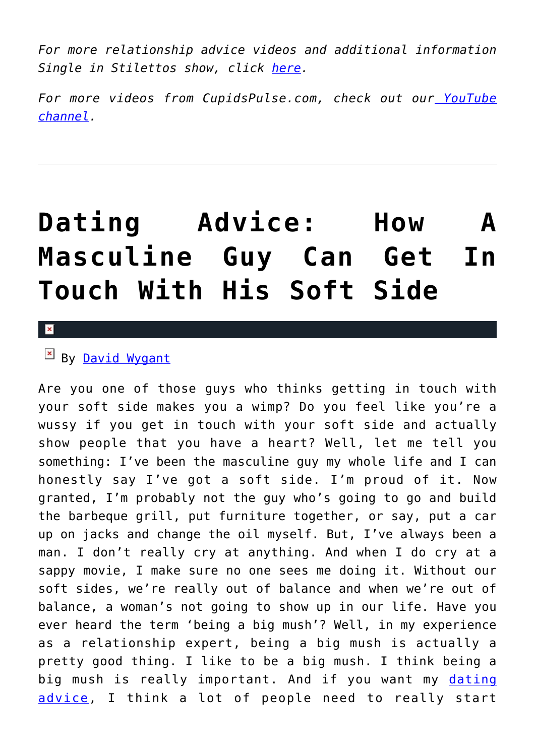*For more relationship advice videos and additional information Single in Stilettos show, click here.*

*For more videos from CupidsPulse.com, check out our YouTube channel.*

---

# Dating Advice: How A Masculine Guy Can Get In Touch With His Soft Side

By David Wygant

Are you one of those guys who thinks getting in touch with your soft side makes you a wimp? Do you feel like you're a wussy if you get in touch with your soft side and actually show people that you have a heart? Well, let me tell you something: I've been the masculine guy my whole life and I can honestly say I've got a soft side. I'm proud of it. Now granted, I'm probably not the guy who's going to go and build the barbeque grill, put furniture together, or say, put a car up on jacks and change the oil myself. But, I've always been a man. I don't really cry at anything. And when I do cry at a sappy movie, I make sure no one sees me doing it. Without our soft sides, we're really out of balance and when we're out of balance, a woman's not going to show up in our life. Have you ever heard the term 'being a big mush'? Well, in my experience as a relationship expert, being a big mush is actually a pretty good thing. I like to be a big mush. I think being a big mush is really important. And if you want my dating advice, I think a lot of people need to really start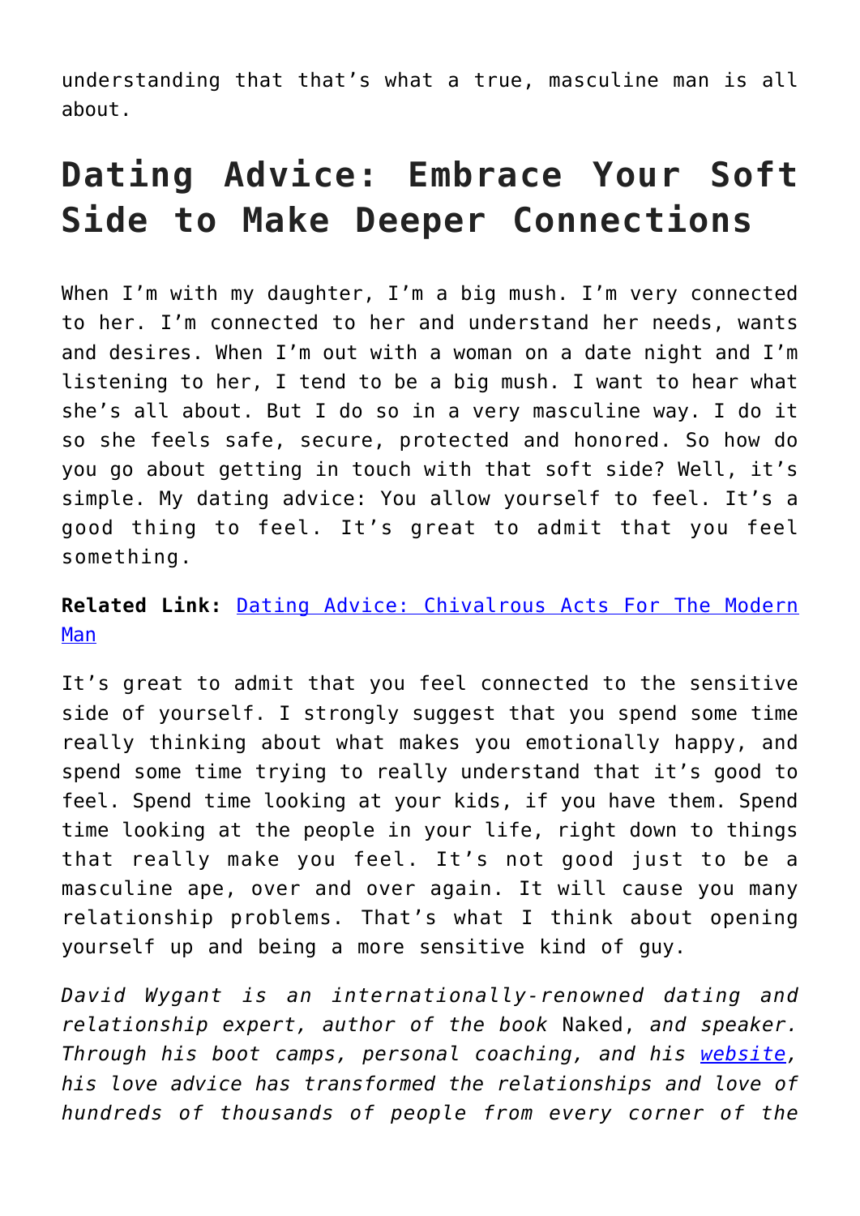understanding that that's what a true, masculine man is all about.

## Dating Advice: Embrace Your Soft Side to Make Deeper Connections

When I'm with my daughter, I'm a big mush. I'm very connected to her. I'm connected to her and understand her needs, wants and desires. When I'm out with a woman on a date night and I'm listening to her, I tend to be a big mush. I want to hear what she's all about. But I do so in a very masculine way. I do it so she feels safe, secure, protected and honored. So how do you go about getting in touch with that soft side? Well, it's simple. My dating advice: You allow yourself to feel. It's a good thing to feel. It's great to admit that you feel something.

**Related Link:** [Dating Advice: Chivalrous Acts For The Modern Man]()

It's great to admit that you feel connected to the sensitive side of yourself. I strongly suggest that you spend some time really thinking about what makes you emotionally happy, and spend some time trying to really understand that it's good to feel. Spend time looking at your kids, if you have them. Spend time looking at the people in your life, right down to things that really make you feel. It's not good just to be a masculine ape, over and over again. It will cause you many relationship problems. That's what I think about opening yourself up and being a more sensitive kind of guy.

*David Wygant is an internationally-renowned dating and relationship expert, author of the book* Naked, *and speaker. Through his boot camps, personal coaching, and his [website](), his love advice has transformed the relationships and love of hundreds of thousands of people from every corner of the*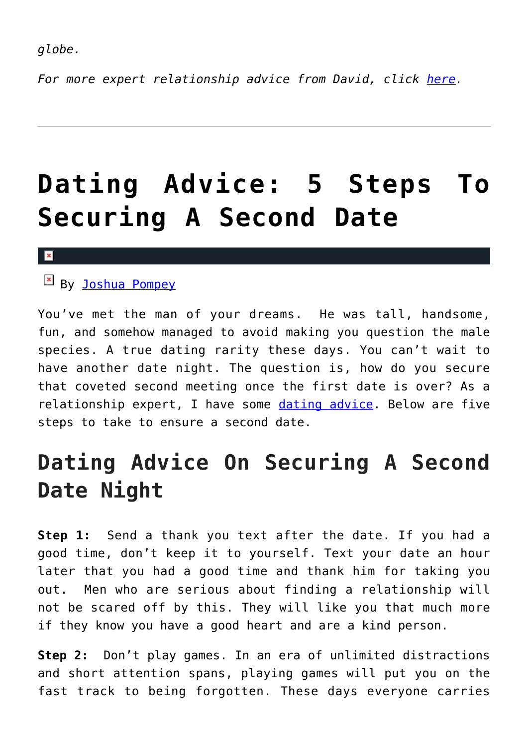*globe.*

*For more expert relationship advice from David, click [here](here).*

---

# Dating Advice: 5 Steps To Securing A Second Date

By [Joshua Pompey](Joshua Pompey)

You've met the man of your dreams. He was tall, handsome, fun, and somehow managed to avoid making you question the male species. A true dating rarity these days. You can't wait to have another date night. The question is, how do you secure that coveted second meeting once the first date is over? As a relationship expert, I have some [dating advice](dating advice). Below are five steps to take to ensure a second date.

## Dating Advice On Securing A Second Date Night

**Step 1:** Send a thank you text after the date. If you had a good time, don't keep it to yourself. Text your date an hour later that you had a good time and thank him for taking you out. Men who are serious about finding a relationship will not be scared off by this. They will like you that much more if they know you have a good heart and are a kind person.

**Step 2:** Don't play games. In an era of unlimited distractions and short attention spans, playing games will put you on the fast track to being forgotten. These days everyone carries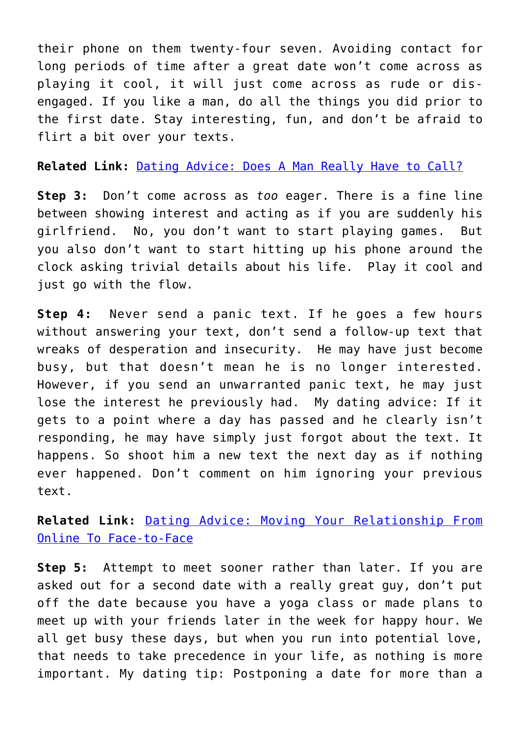their phone on them twenty-four seven. Avoiding contact for long periods of time after a great date won't come across as playing it cool, it will just come across as rude or dis-engaged. If you like a man, do all the things you did prior to the first date. Stay interesting, fun, and don't be afraid to flirt a bit over your texts.

**Related Link:** [Dating Advice: Does A Man Really Have to Call?]()

**Step 3:** Don't come across as *too* eager. There is a fine line between showing interest and acting as if you are suddenly his girlfriend. No, you don't want to start playing games. But you also don't want to start hitting up his phone around the clock asking trivial details about his life. Play it cool and just go with the flow.

**Step 4:** Never send a panic text. If he goes a few hours without answering your text, don't send a follow-up text that wreaks of desperation and insecurity. He may have just become busy, but that doesn't mean he is no longer interested. However, if you send an unwarranted panic text, he may just lose the interest he previously had. My dating advice: If it gets to a point where a day has passed and he clearly isn't responding, he may have simply just forgot about the text. It happens. So shoot him a new text the next day as if nothing ever happened. Don't comment on him ignoring your previous text.

**Related Link:** [Dating Advice: Moving Your Relationship From Online To Face-to-Face]()

**Step 5:** Attempt to meet sooner rather than later. If you are asked out for a second date with a really great guy, don't put off the date because you have a yoga class or made plans to meet up with your friends later in the week for happy hour. We all get busy these days, but when you run into potential love, that needs to take precedence in your life, as nothing is more important. My dating tip: Postponing a date for more than a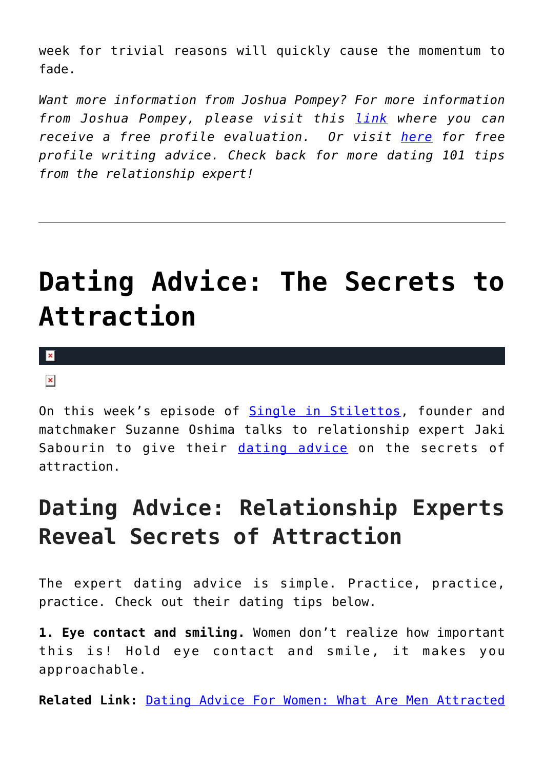week for trivial reasons will quickly cause the momentum to fade.

*Want more information from Joshua Pompey? For more information from Joshua Pompey, please visit this link where you can receive a free profile evaluation. Or visit here for free profile writing advice. Check back for more dating 101 tips from the relationship expert!*

---

# Dating Advice: The Secrets to Attraction

On this week's episode of Single in Stilettos, founder and matchmaker Suzanne Oshima talks to relationship expert Jaki Sabourin to give their dating advice on the secrets of attraction.

## Dating Advice: Relationship Experts Reveal Secrets of Attraction

The expert dating advice is simple. Practice, practice, practice. Check out their dating tips below.

**1. Eye contact and smiling.** Women don't realize how important this is! Hold eye contact and smile, it makes you approachable.

**Related Link:** Dating Advice For Women: What Are Men Attracted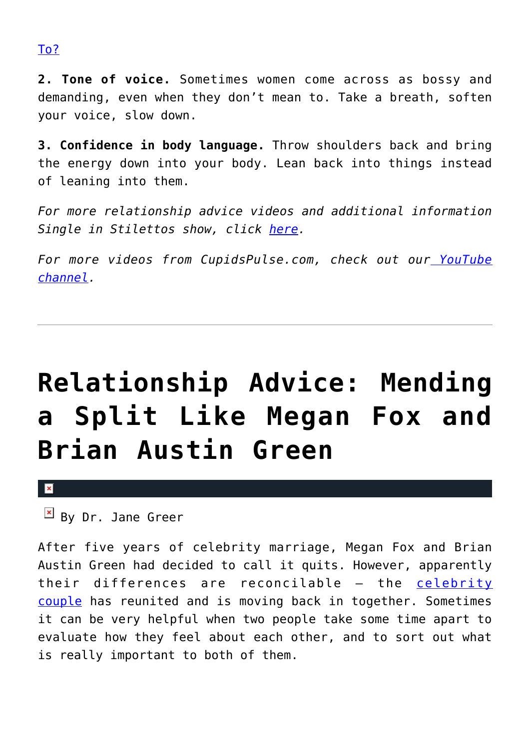To?

**2. Tone of voice.** Sometimes women come across as bossy and demanding, even when they don't mean to. Take a breath, soften your voice, slow down.

**3. Confidence in body language.** Throw shoulders back and bring the energy down into your body. Lean back into things instead of leaning into them.

*For more relationship advice videos and additional information Single in Stilettos show, click here.*

*For more videos from CupidsPulse.com, check out our YouTube channel.*

---

# Relationship Advice: Mending a Split Like Megan Fox and Brian Austin Green

By Dr. Jane Greer

After five years of celebrity marriage, Megan Fox and Brian Austin Green had decided to call it quits. However, apparently their differences are reconcilable — the celebrity couple has reunited and is moving back in together. Sometimes it can be very helpful when two people take some time apart to evaluate how they feel about each other, and to sort out what is really important to both of them.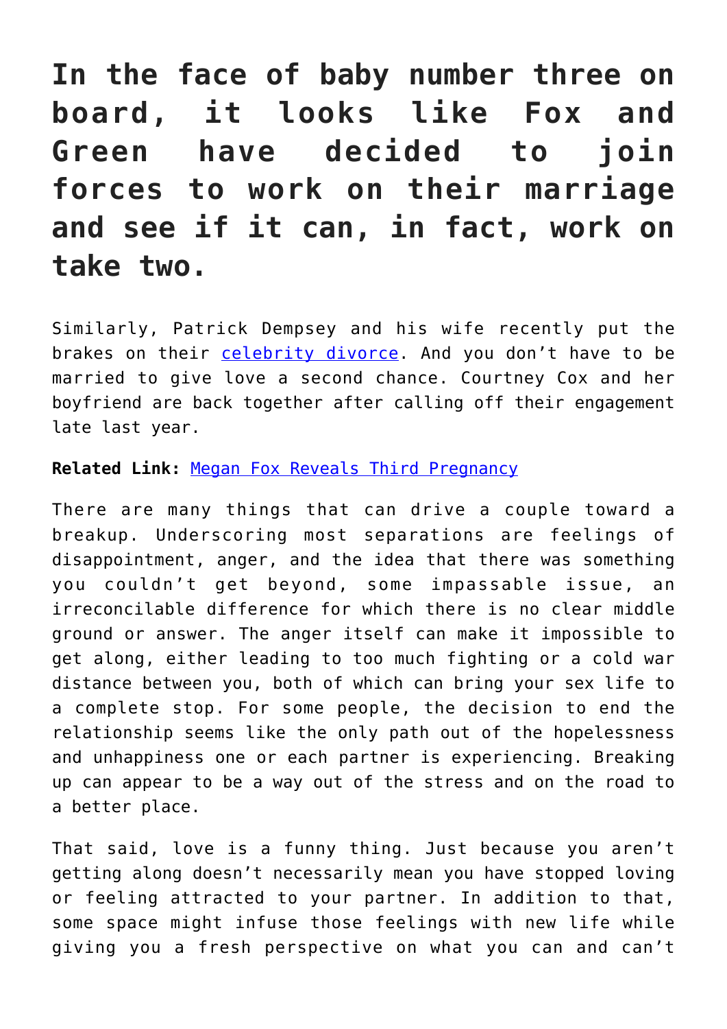**In the face of baby number three on board, it looks like Fox and Green have decided to join forces to work on their marriage and see if it can, in fact, work on take two.**

Similarly, Patrick Dempsey and his wife recently put the brakes on their celebrity divorce. And you don't have to be married to give love a second chance. Courtney Cox and her boyfriend are back together after calling off their engagement late last year.

**Related Link:** Megan Fox Reveals Third Pregnancy

There are many things that can drive a couple toward a breakup. Underscoring most separations are feelings of disappointment, anger, and the idea that there was something you couldn't get beyond, some impassable issue, an irreconcilable difference for which there is no clear middle ground or answer. The anger itself can make it impossible to get along, either leading to too much fighting or a cold war distance between you, both of which can bring your sex life to a complete stop. For some people, the decision to end the relationship seems like the only path out of the hopelessness and unhappiness one or each partner is experiencing. Breaking up can appear to be a way out of the stress and on the road to a better place.

That said, love is a funny thing. Just because you aren't getting along doesn't necessarily mean you have stopped loving or feeling attracted to your partner. In addition to that, some space might infuse those feelings with new life while giving you a fresh perspective on what you can and can't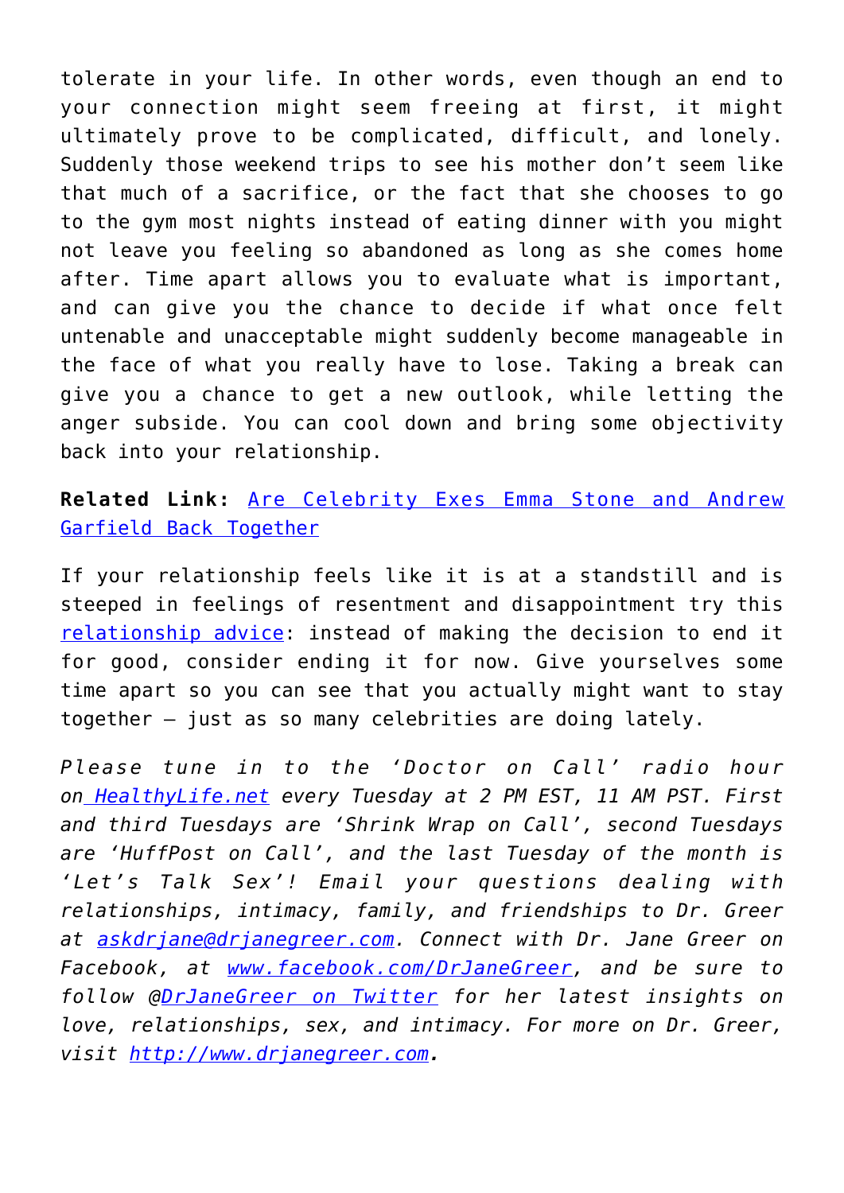tolerate in your life. In other words, even though an end to your connection might seem freeing at first, it might ultimately prove to be complicated, difficult, and lonely. Suddenly those weekend trips to see his mother don't seem like that much of a sacrifice, or the fact that she chooses to go to the gym most nights instead of eating dinner with you might not leave you feeling so abandoned as long as she comes home after. Time apart allows you to evaluate what is important, and can give you the chance to decide if what once felt untenable and unacceptable might suddenly become manageable in the face of what you really have to lose. Taking a break can give you a chance to get a new outlook, while letting the anger subside. You can cool down and bring some objectivity back into your relationship.

**Related Link:** [Are Celebrity Exes Emma Stone and Andrew Garfield Back Together]()

If your relationship feels like it is at a standstill and is steeped in feelings of resentment and disappointment try this [relationship advice](): instead of making the decision to end it for good, consider ending it for now. Give yourselves some time apart so you can see that you actually might want to stay together – just as so many celebrities are doing lately.

*Please tune in to the 'Doctor on Call' radio hour on [HealthyLife.net]() every Tuesday at 2 PM EST, 11 AM PST. First and third Tuesdays are 'Shrink Wrap on Call', second Tuesdays are 'HuffPost on Call', and the last Tuesday of the month is 'Let's Talk Sex'! Email your questions dealing with relationships, intimacy, family, and friendships to Dr. Greer at [askdrjane@drjanegreer.com](). Connect with Dr. Jane Greer on Facebook, at [www.facebook.com/DrJaneGreer](), and be sure to follow @[DrJaneGreer on Twitter]() for her latest insights on love, relationships, sex, and intimacy. For more on Dr. Greer, visit [http://www.drjanegreer.com]().*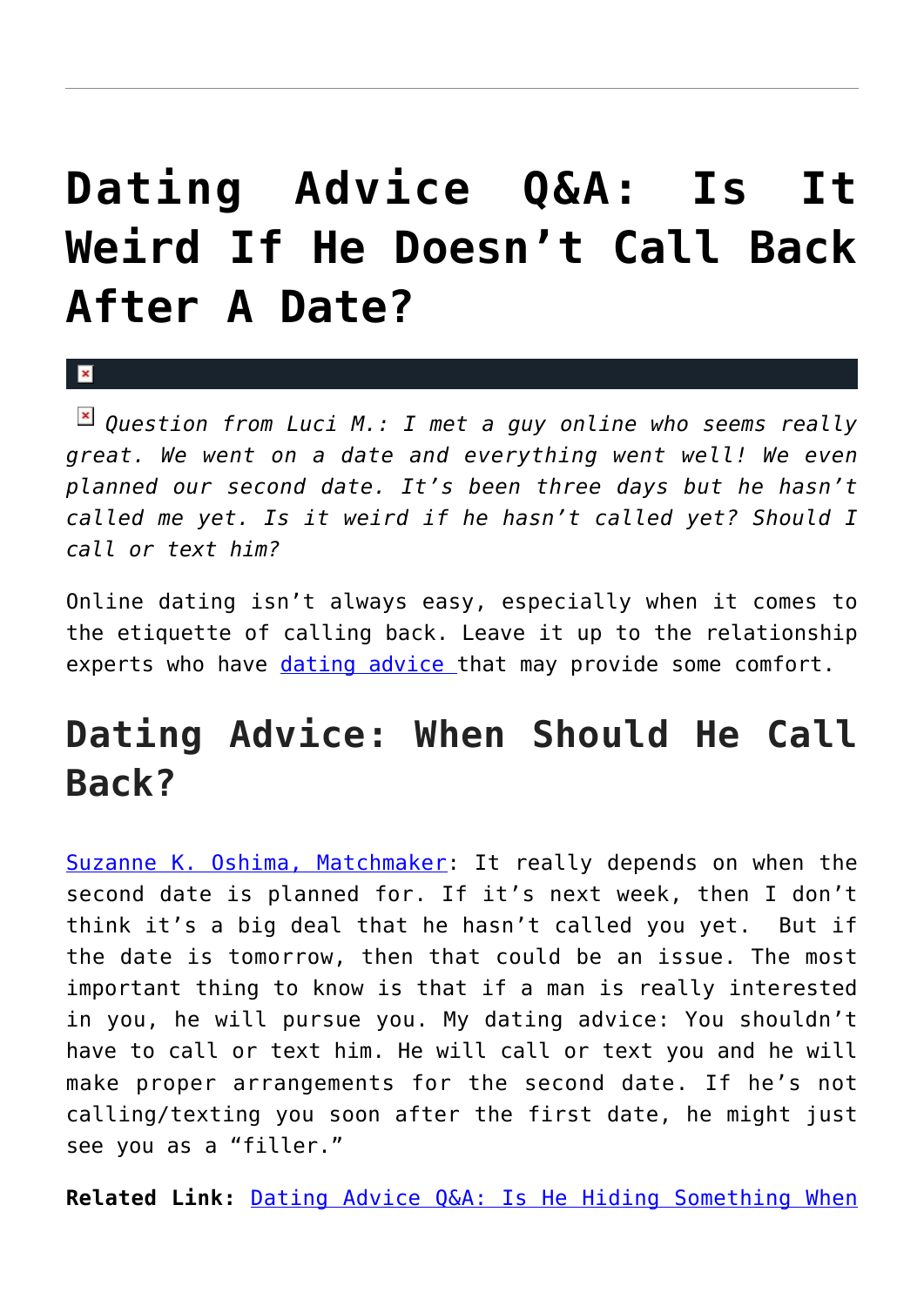# Dating Advice Q&A: Is It Weird If He Doesn't Call Back After A Date?

*Question from Luci M.: I met a guy online who seems really great. We went on a date and everything went well! We even planned our second date. It's been three days but he hasn't called me yet. Is it weird if he hasn't called yet? Should I call or text him?*

Online dating isn't always easy, especially when it comes to the etiquette of calling back. Leave it up to the relationship experts who have dating advice that may provide some comfort.

## Dating Advice: When Should He Call Back?

Suzanne K. Oshima, Matchmaker: It really depends on when the second date is planned for. If it's next week, then I don't think it's a big deal that he hasn't called you yet. But if the date is tomorrow, then that could be an issue. The most important thing to know is that if a man is really interested in you, he will pursue you. My dating advice: You shouldn't have to call or text him. He will call or text you and he will make proper arrangements for the second date. If he's not calling/texting you soon after the first date, he might just see you as a "filler."

**Related Link:** Dating Advice Q&A: Is He Hiding Something When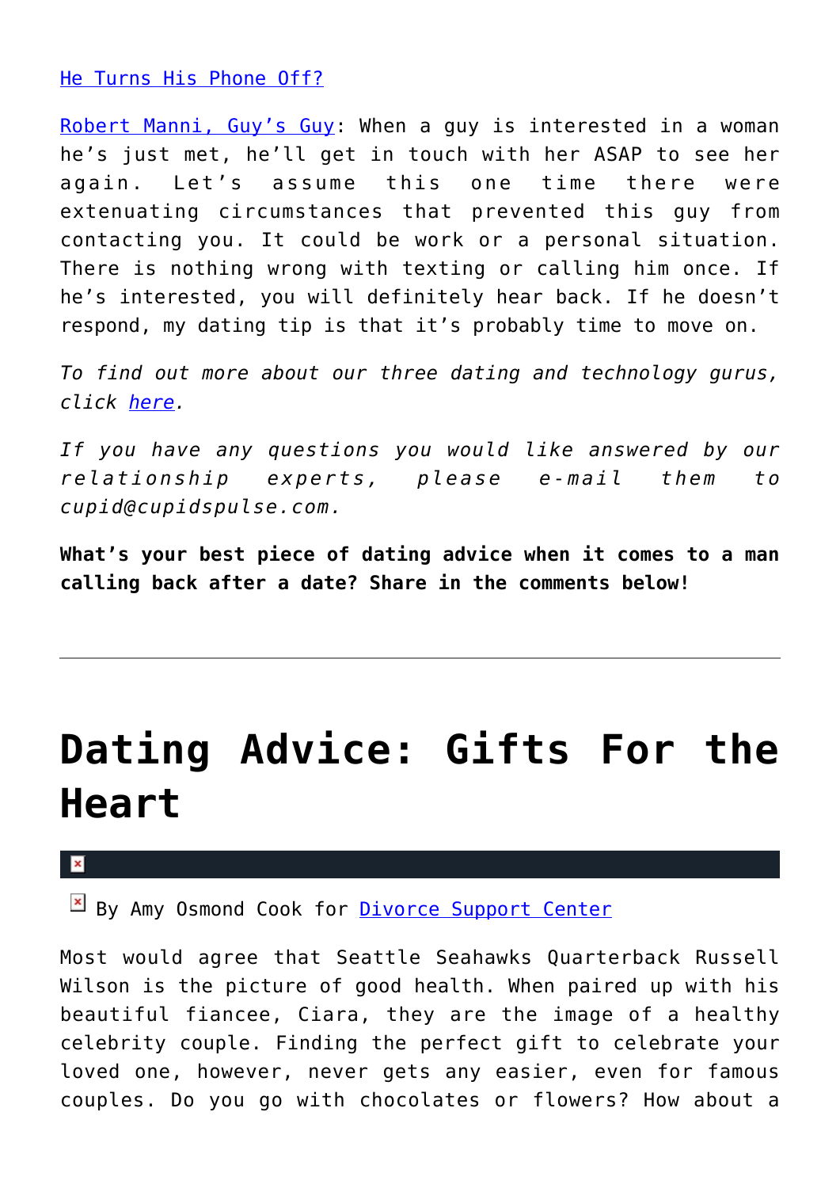He Turns His Phone Off?

Robert Manni, Guy's Guy: When a guy is interested in a woman he's just met, he'll get in touch with her ASAP to see her again. Let's assume this one time there were extenuating circumstances that prevented this guy from contacting you. It could be work or a personal situation. There is nothing wrong with texting or calling him once. If he's interested, you will definitely hear back. If he doesn't respond, my dating tip is that it's probably time to move on.

*To find out more about our three dating and technology gurus, click here.*

*If you have any questions you would like answered by our relationship experts, please e-mail them to cupid@cupidspulse.com.*

**What's your best piece of dating advice when it comes to a man calling back after a date? Share in the comments below!**

---

# Dating Advice: Gifts For the Heart

By Amy Osmond Cook for Divorce Support Center

Most would agree that Seattle Seahawks Quarterback Russell Wilson is the picture of good health. When paired up with his beautiful fiancee, Ciara, they are the image of a healthy celebrity couple. Finding the perfect gift to celebrate your loved one, however, never gets any easier, even for famous couples. Do you go with chocolates or flowers? How about a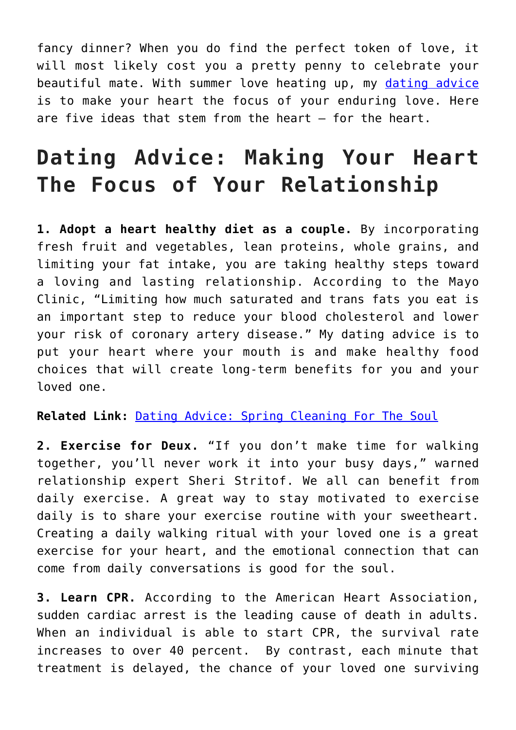fancy dinner? When you do find the perfect token of love, it will most likely cost you a pretty penny to celebrate your beautiful mate. With summer love heating up, my [dating advice](#) is to make your heart the focus of your enduring love. Here are five ideas that stem from the heart — for the heart.

## Dating Advice: Making Your Heart The Focus of Your Relationship

**1. Adopt a heart healthy diet as a couple.** By incorporating fresh fruit and vegetables, lean proteins, whole grains, and limiting your fat intake, you are taking healthy steps toward a loving and lasting relationship. According to the Mayo Clinic, "Limiting how much saturated and trans fats you eat is an important step to reduce your blood cholesterol and lower your risk of coronary artery disease." My dating advice is to put your heart where your mouth is and make healthy food choices that will create long-term benefits for you and your loved one.

**Related Link:** [Dating Advice: Spring Cleaning For The Soul](#)

**2. Exercise for Deux.** "If you don't make time for walking together, you'll never work it into your busy days," warned relationship expert Sheri Stritof. We all can benefit from daily exercise. A great way to stay motivated to exercise daily is to share your exercise routine with your sweetheart. Creating a daily walking ritual with your loved one is a great exercise for your heart, and the emotional connection that can come from daily conversations is good for the soul.

**3. Learn CPR.** According to the American Heart Association, sudden cardiac arrest is the leading cause of death in adults. When an individual is able to start CPR, the survival rate increases to over 40 percent. By contrast, each minute that treatment is delayed, the chance of your loved one surviving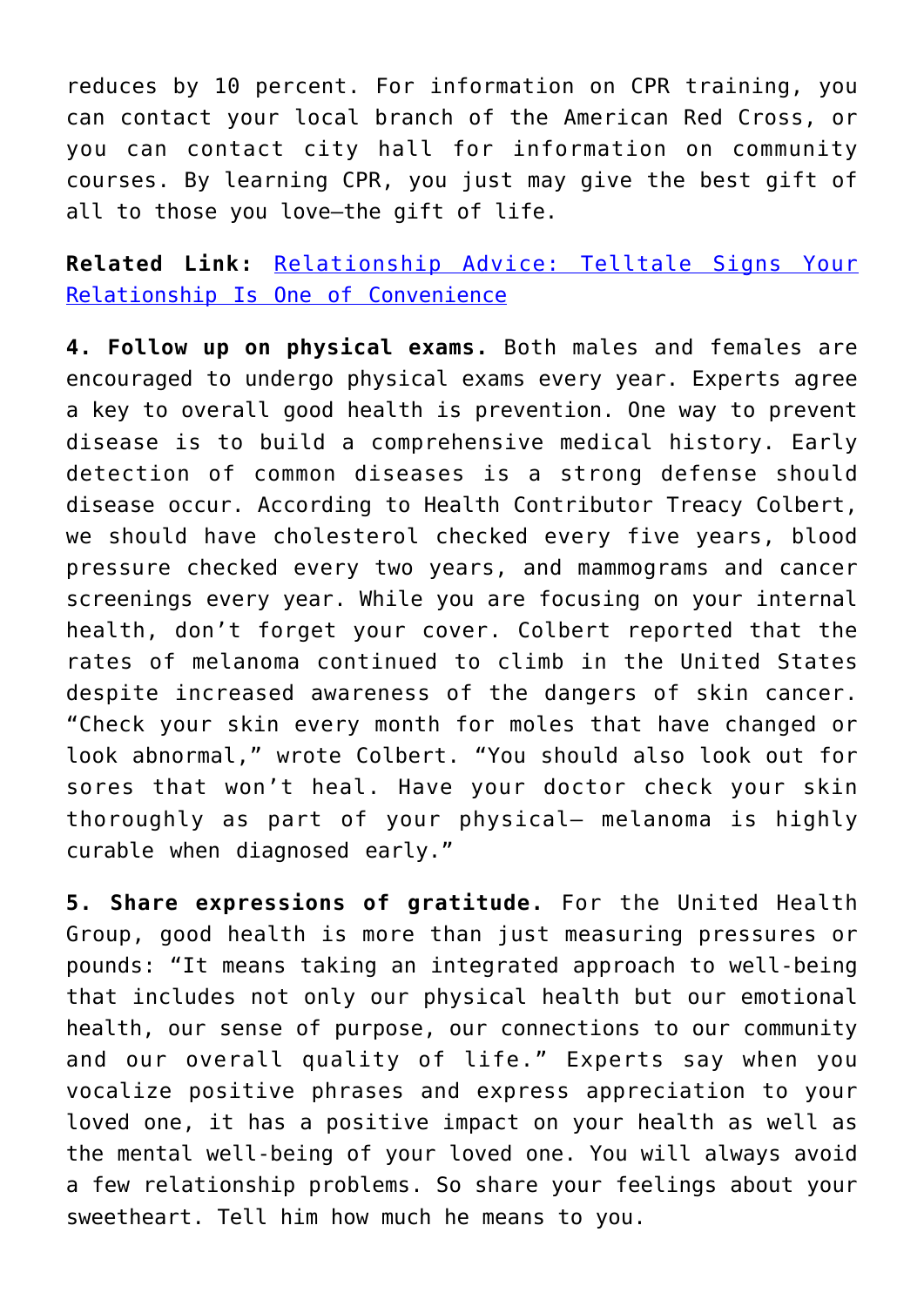reduces by 10 percent. For information on CPR training, you can contact your local branch of the American Red Cross, or you can contact city hall for information on community courses. By learning CPR, you just may give the best gift of all to those you love—the gift of life.

**Related Link:** [Relationship Advice: Telltale Signs Your Relationship Is One of Convenience]()

**4. Follow up on physical exams.** Both males and females are encouraged to undergo physical exams every year. Experts agree a key to overall good health is prevention. One way to prevent disease is to build a comprehensive medical history. Early detection of common diseases is a strong defense should disease occur. According to Health Contributor Treacy Colbert, we should have cholesterol checked every five years, blood pressure checked every two years, and mammograms and cancer screenings every year. While you are focusing on your internal health, don't forget your cover. Colbert reported that the rates of melanoma continued to climb in the United States despite increased awareness of the dangers of skin cancer. "Check your skin every month for moles that have changed or look abnormal," wrote Colbert. "You should also look out for sores that won't heal. Have your doctor check your skin thoroughly as part of your physical— melanoma is highly curable when diagnosed early."

**5. Share expressions of gratitude.** For the United Health Group, good health is more than just measuring pressures or pounds: "It means taking an integrated approach to well-being that includes not only our physical health but our emotional health, our sense of purpose, our connections to our community and our overall quality of life." Experts say when you vocalize positive phrases and express appreciation to your loved one, it has a positive impact on your health as well as the mental well-being of your loved one. You will always avoid a few relationship problems. So share your feelings about your sweetheart. Tell him how much he means to you.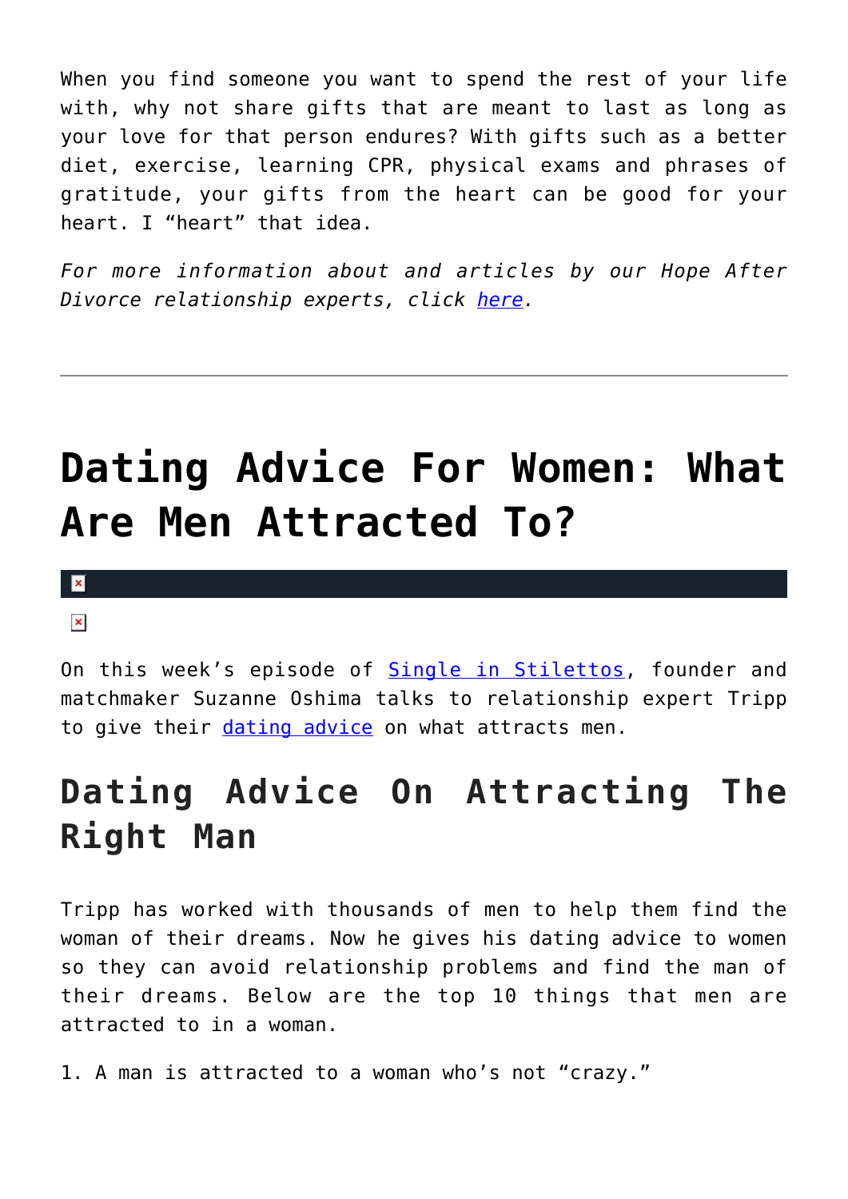When you find someone you want to spend the rest of your life with, why not share gifts that are meant to last as long as your love for that person endures? With gifts such as a better diet, exercise, learning CPR, physical exams and phrases of gratitude, your gifts from the heart can be good for your heart. I "heart" that idea.

*For more information about and articles by our Hope After Divorce relationship experts, click here.*

---

# Dating Advice For Women: What Are Men Attracted To?

On this week's episode of Single in Stilettos, founder and matchmaker Suzanne Oshima talks to relationship expert Tripp to give their dating advice on what attracts men.

## Dating Advice On Attracting The Right Man

Tripp has worked with thousands of men to help them find the woman of their dreams. Now he gives his dating advice to women so they can avoid relationship problems and find the man of their dreams. Below are the top 10 things that men are attracted to in a woman.

1. A man is attracted to a woman who's not "crazy."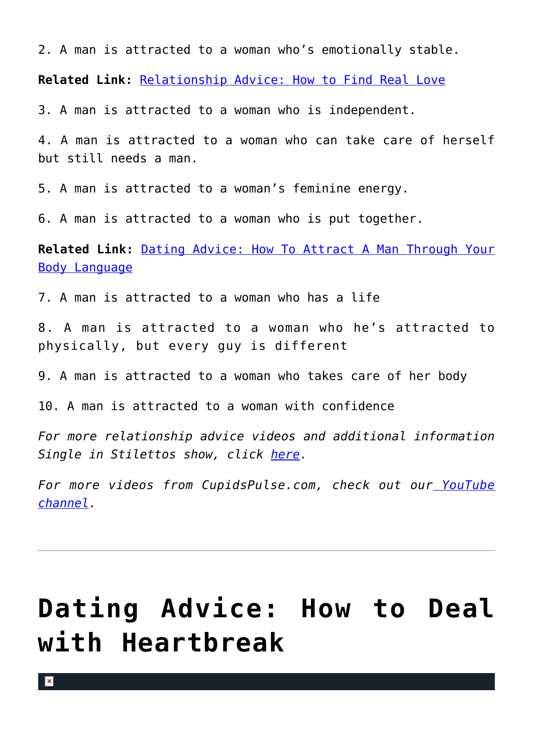2. A man is attracted to a woman who's emotionally stable.

**Related Link:** [Relationship Advice: How to Find Real Love]()

3. A man is attracted to a woman who is independent.

4. A man is attracted to a woman who can take care of herself but still needs a man.

5. A man is attracted to a woman's feminine energy.

6. A man is attracted to a woman who is put together.

**Related Link:** [Dating Advice: How To Attract A Man Through Your Body Language]()

7. A man is attracted to a woman who has a life

8. A man is attracted to a woman who he's attracted to physically, but every guy is different

9. A man is attracted to a woman who takes care of her body

10. A man is attracted to a woman with confidence

*For more relationship advice videos and additional information Single in Stilettos show, click [here]().*

*For more videos from CupidsPulse.com, check out our [YouTube channel]().*

---

# Dating Advice: How to Deal with Heartbreak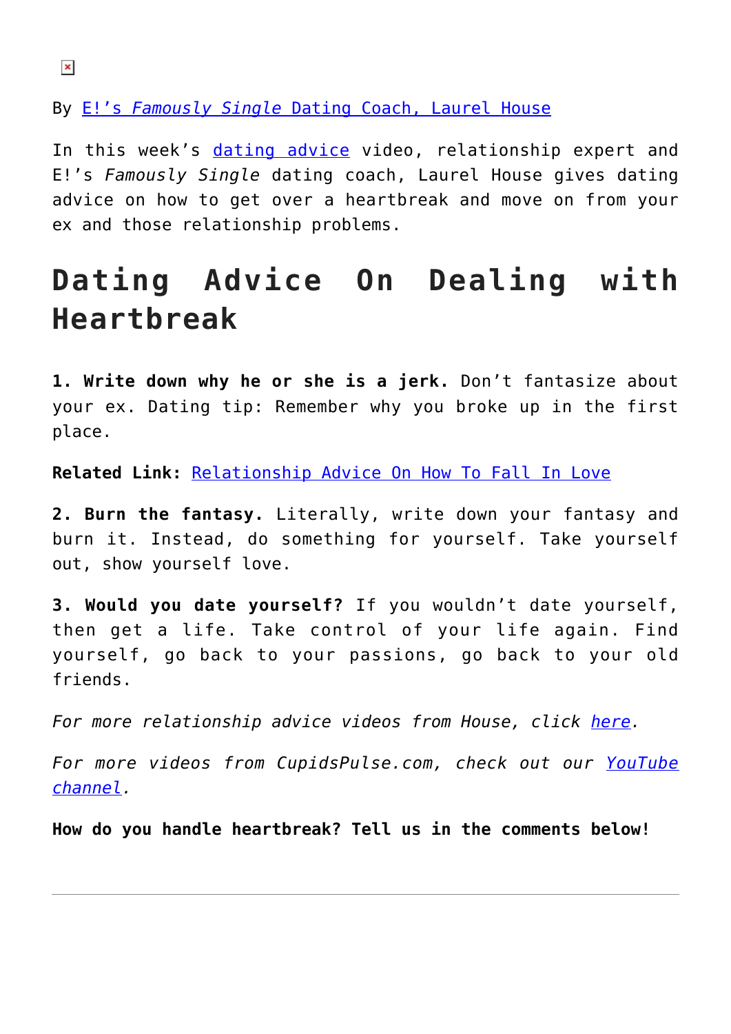By E!'s *Famously Single* Dating Coach, Laurel House

In this week's dating advice video, relationship expert and E!'s *Famously Single* dating coach, Laurel House gives dating advice on how to get over a heartbreak and move on from your ex and those relationship problems.

# Dating Advice On Dealing with Heartbreak

**1. Write down why he or she is a jerk.** Don't fantasize about your ex. Dating tip: Remember why you broke up in the first place.

**Related Link:** Relationship Advice On How To Fall In Love

**2. Burn the fantasy.** Literally, write down your fantasy and burn it. Instead, do something for yourself. Take yourself out, show yourself love.

**3. Would you date yourself?** If you wouldn't date yourself, then get a life. Take control of your life again. Find yourself, go back to your passions, go back to your old friends.

*For more relationship advice videos from House, click here.*

*For more videos from CupidsPulse.com, check out our YouTube channel.*

**How do you handle heartbreak? Tell us in the comments below!**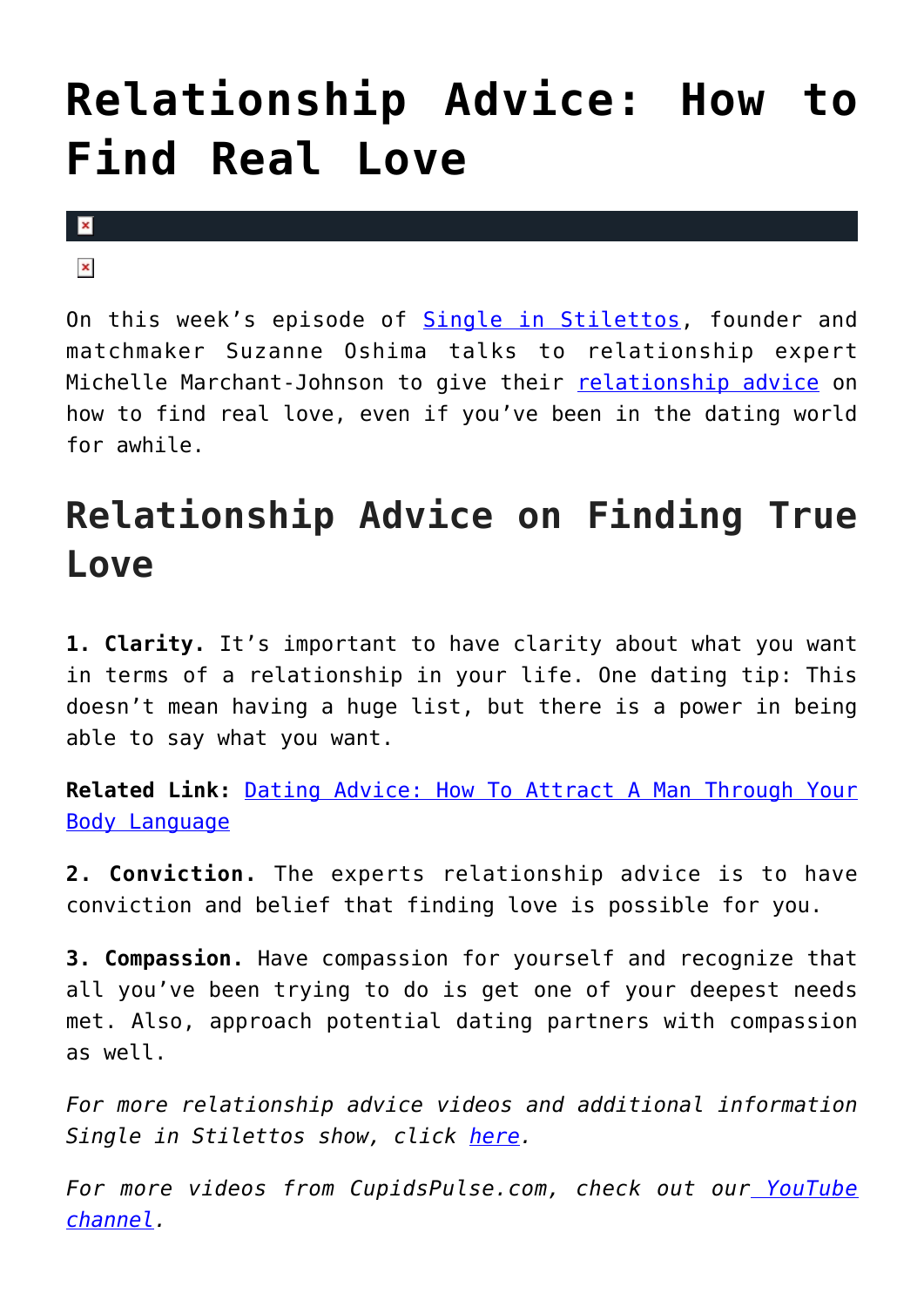# Relationship Advice: How to Find Real Love

On this week's episode of Single in Stilettos, founder and matchmaker Suzanne Oshima talks to relationship expert Michelle Marchant-Johnson to give their relationship advice on how to find real love, even if you've been in the dating world for awhile.

## Relationship Advice on Finding True Love

**1. Clarity.** It's important to have clarity about what you want in terms of a relationship in your life. One dating tip: This doesn't mean having a huge list, but there is a power in being able to say what you want.

**Related Link:** Dating Advice: How To Attract A Man Through Your Body Language

**2. Conviction.** The experts relationship advice is to have conviction and belief that finding love is possible for you.

**3. Compassion.** Have compassion for yourself and recognize that all you've been trying to do is get one of your deepest needs met. Also, approach potential dating partners with compassion as well.

*For more relationship advice videos and additional information Single in Stilettos show, click here.*

*For more videos from CupidsPulse.com, check out our YouTube channel.*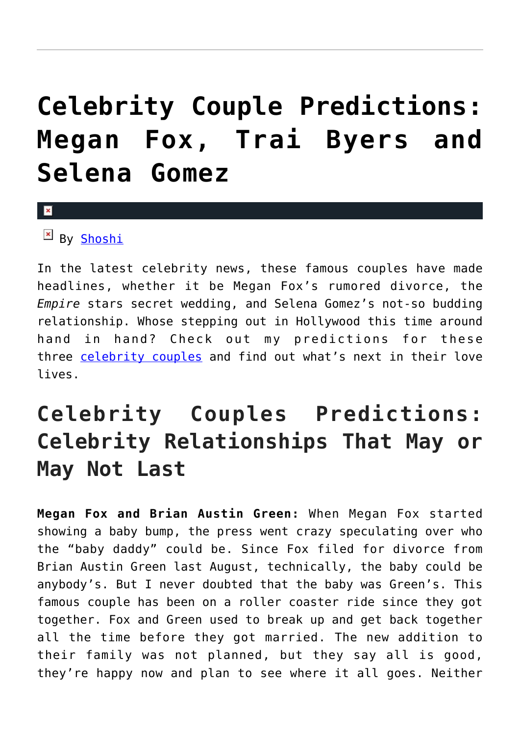# Celebrity Couple Predictions: Megan Fox, Trai Byers and Selena Gomez

By Shoshi

In the latest celebrity news, these famous couples have made headlines, whether it be Megan Fox's rumored divorce, the *Empire* stars secret wedding, and Selena Gomez's not-so budding relationship. Whose stepping out in Hollywood this time around hand in hand? Check out my predictions for these three celebrity couples and find out what's next in their love lives.

## Celebrity Couples Predictions: Celebrity Relationships That May or May Not Last

**Megan Fox and Brian Austin Green:** When Megan Fox started showing a baby bump, the press went crazy speculating over who the "baby daddy" could be. Since Fox filed for divorce from Brian Austin Green last August, technically, the baby could be anybody's. But I never doubted that the baby was Green's. This famous couple has been on a roller coaster ride since they got together. Fox and Green used to break up and get back together all the time before they got married. The new addition to their family was not planned, but they say all is good, they're happy now and plan to see where it all goes. Neither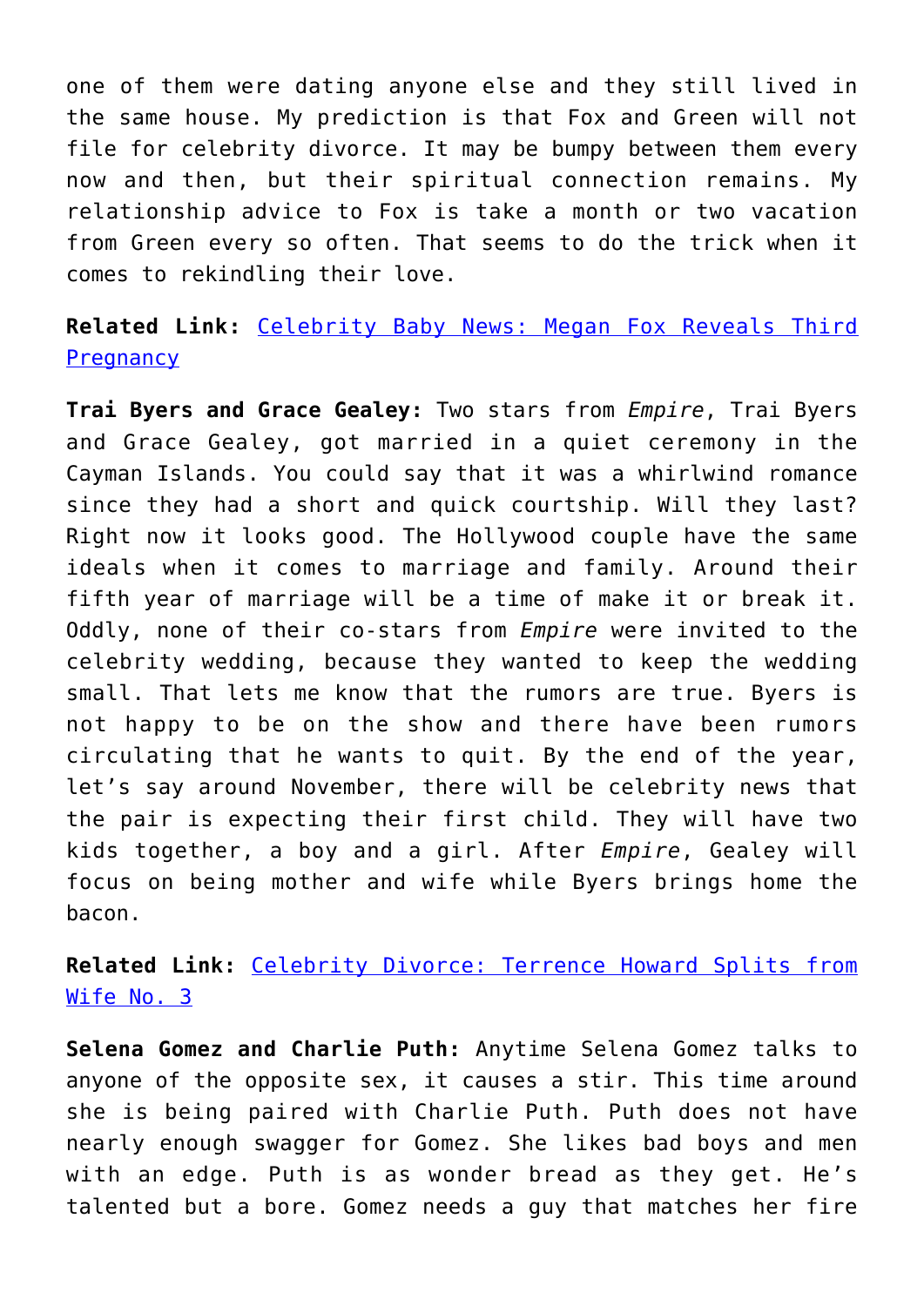one of them were dating anyone else and they still lived in the same house. My prediction is that Fox and Green will not file for celebrity divorce. It may be bumpy between them every now and then, but their spiritual connection remains. My relationship advice to Fox is take a month or two vacation from Green every so often. That seems to do the trick when it comes to rekindling their love.

**Related Link:** [Celebrity Baby News: Megan Fox Reveals Third Pregnancy]()

**Trai Byers and Grace Gealey:** Two stars from *Empire*, Trai Byers and Grace Gealey, got married in a quiet ceremony in the Cayman Islands. You could say that it was a whirlwind romance since they had a short and quick courtship. Will they last? Right now it looks good. The Hollywood couple have the same ideals when it comes to marriage and family. Around their fifth year of marriage will be a time of make it or break it. Oddly, none of their co-stars from *Empire* were invited to the celebrity wedding, because they wanted to keep the wedding small. That lets me know that the rumors are true. Byers is not happy to be on the show and there have been rumors circulating that he wants to quit. By the end of the year, let's say around November, there will be celebrity news that the pair is expecting their first child. They will have two kids together, a boy and a girl. After *Empire*, Gealey will focus on being mother and wife while Byers brings home the bacon.

**Related Link:** [Celebrity Divorce: Terrence Howard Splits from Wife No. 3]()

**Selena Gomez and Charlie Puth:** Anytime Selena Gomez talks to anyone of the opposite sex, it causes a stir. This time around she is being paired with Charlie Puth. Puth does not have nearly enough swagger for Gomez. She likes bad boys and men with an edge. Puth is as wonder bread as they get. He's talented but a bore. Gomez needs a guy that matches her fire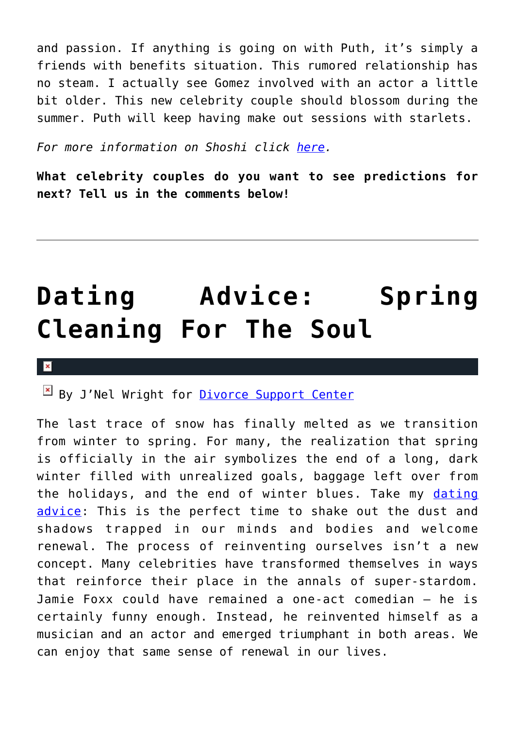and passion. If anything is going on with Puth, it's simply a friends with benefits situation. This rumored relationship has no steam. I actually see Gomez involved with an actor a little bit older. This new celebrity couple should blossom during the summer. Puth will keep having make out sessions with starlets.

*For more information on Shoshi click here.*

**What celebrity couples do you want to see predictions for next? Tell us in the comments below!**

---

# Dating Advice: Spring Cleaning For The Soul

By J'Nel Wright for Divorce Support Center

The last trace of snow has finally melted as we transition from winter to spring. For many, the realization that spring is officially in the air symbolizes the end of a long, dark winter filled with unrealized goals, baggage left over from the holidays, and the end of winter blues. Take my dating advice: This is the perfect time to shake out the dust and shadows trapped in our minds and bodies and welcome renewal. The process of reinventing ourselves isn't a new concept. Many celebrities have transformed themselves in ways that reinforce their place in the annals of super-stardom. Jamie Foxx could have remained a one-act comedian – he is certainly funny enough. Instead, he reinvented himself as a musician and an actor and emerged triumphant in both areas. We can enjoy that same sense of renewal in our lives.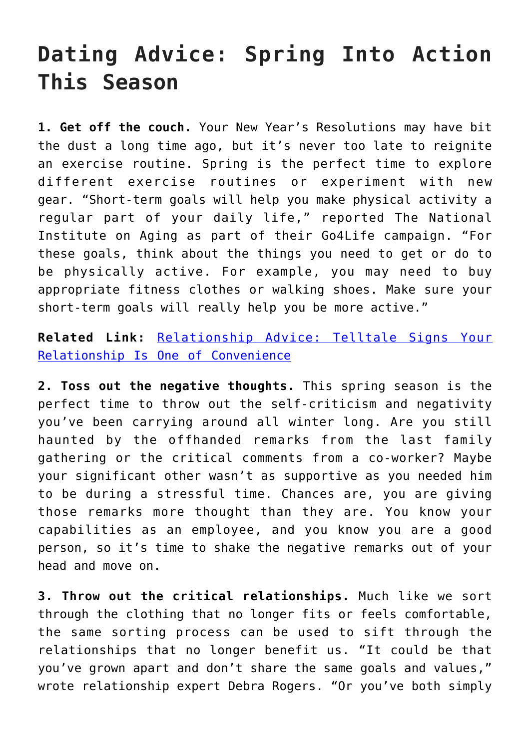# Dating Advice: Spring Into Action This Season

**1. Get off the couch.** Your New Year's Resolutions may have bit the dust a long time ago, but it's never too late to reignite an exercise routine. Spring is the perfect time to explore different exercise routines or experiment with new gear. "Short-term goals will help you make physical activity a regular part of your daily life," reported The National Institute on Aging as part of their Go4Life campaign. "For these goals, think about the things you need to get or do to be physically active. For example, you may need to buy appropriate fitness clothes or walking shoes. Make sure your short-term goals will really help you be more active."

**Related Link:** Relationship Advice: Telltale Signs Your Relationship Is One of Convenience

**2. Toss out the negative thoughts.** This spring season is the perfect time to throw out the self-criticism and negativity you've been carrying around all winter long. Are you still haunted by the offhanded remarks from the last family gathering or the critical comments from a co-worker? Maybe your significant other wasn't as supportive as you needed him to be during a stressful time. Chances are, you are giving those remarks more thought than they are. You know your capabilities as an employee, and you know you are a good person, so it's time to shake the negative remarks out of your head and move on.

**3. Throw out the critical relationships.** Much like we sort through the clothing that no longer fits or feels comfortable, the same sorting process can be used to sift through the relationships that no longer benefit us. "It could be that you've grown apart and don't share the same goals and values," wrote relationship expert Debra Rogers. "Or you've both simply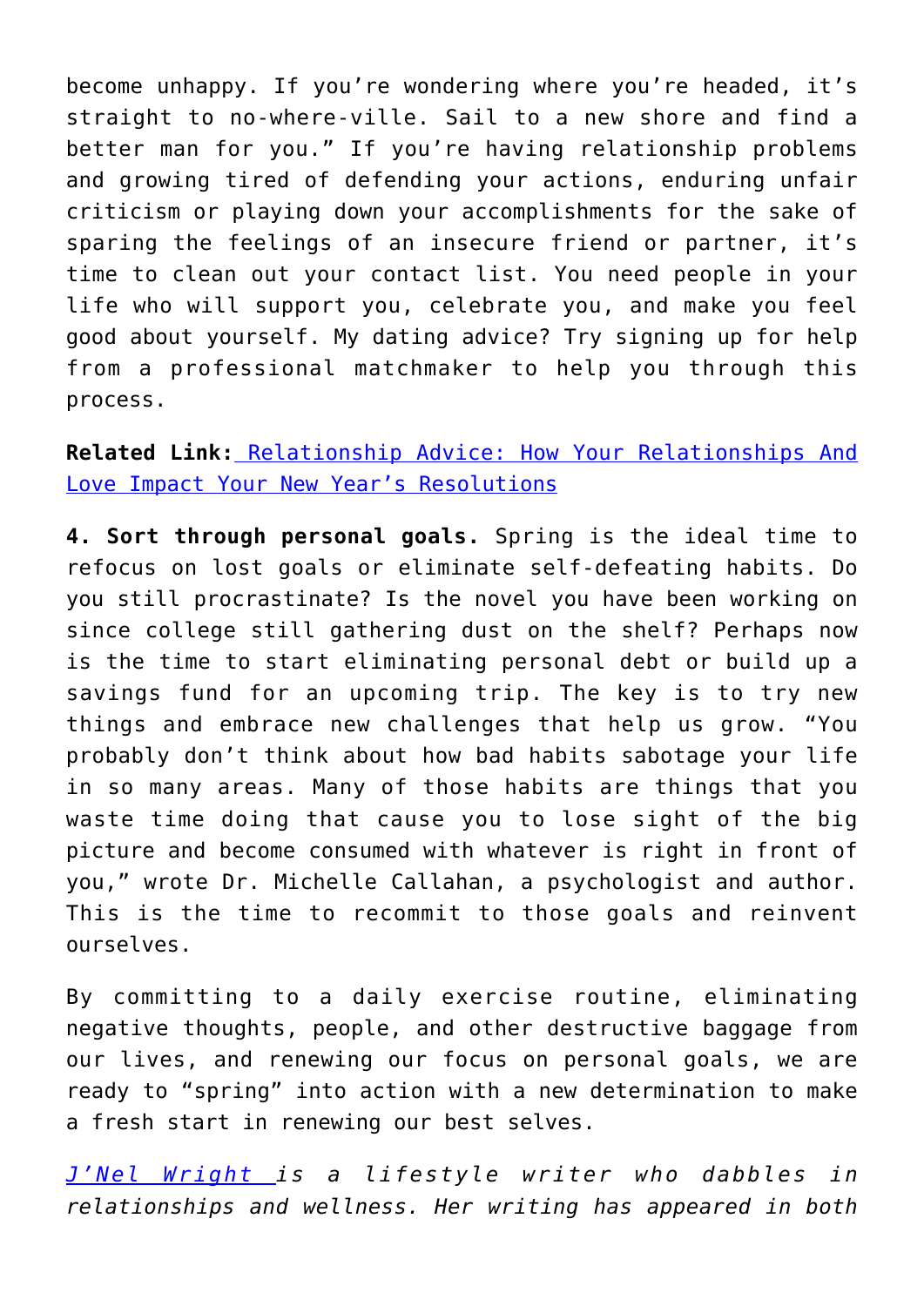become unhappy. If you're wondering where you're headed, it's straight to no-where-ville. Sail to a new shore and find a better man for you." If you're having relationship problems and growing tired of defending your actions, enduring unfair criticism or playing down your accomplishments for the sake of sparing the feelings of an insecure friend or partner, it's time to clean out your contact list. You need people in your life who will support you, celebrate you, and make you feel good about yourself. My dating advice? Try signing up for help from a professional matchmaker to help you through this process.

**Related Link:** Relationship Advice: How Your Relationships And Love Impact Your New Year's Resolutions

**4. Sort through personal goals.** Spring is the ideal time to refocus on lost goals or eliminate self-defeating habits. Do you still procrastinate? Is the novel you have been working on since college still gathering dust on the shelf? Perhaps now is the time to start eliminating personal debt or build up a savings fund for an upcoming trip. The key is to try new things and embrace new challenges that help us grow. "You probably don't think about how bad habits sabotage your life in so many areas. Many of those habits are things that you waste time doing that cause you to lose sight of the big picture and become consumed with whatever is right in front of you," wrote Dr. Michelle Callahan, a psychologist and author. This is the time to recommit to those goals and reinvent ourselves.

By committing to a daily exercise routine, eliminating negative thoughts, people, and other destructive baggage from our lives, and renewing our focus on personal goals, we are ready to "spring" into action with a new determination to make a fresh start in renewing our best selves.

*J'Nel Wright is a lifestyle writer who dabbles in relationships and wellness. Her writing has appeared in both*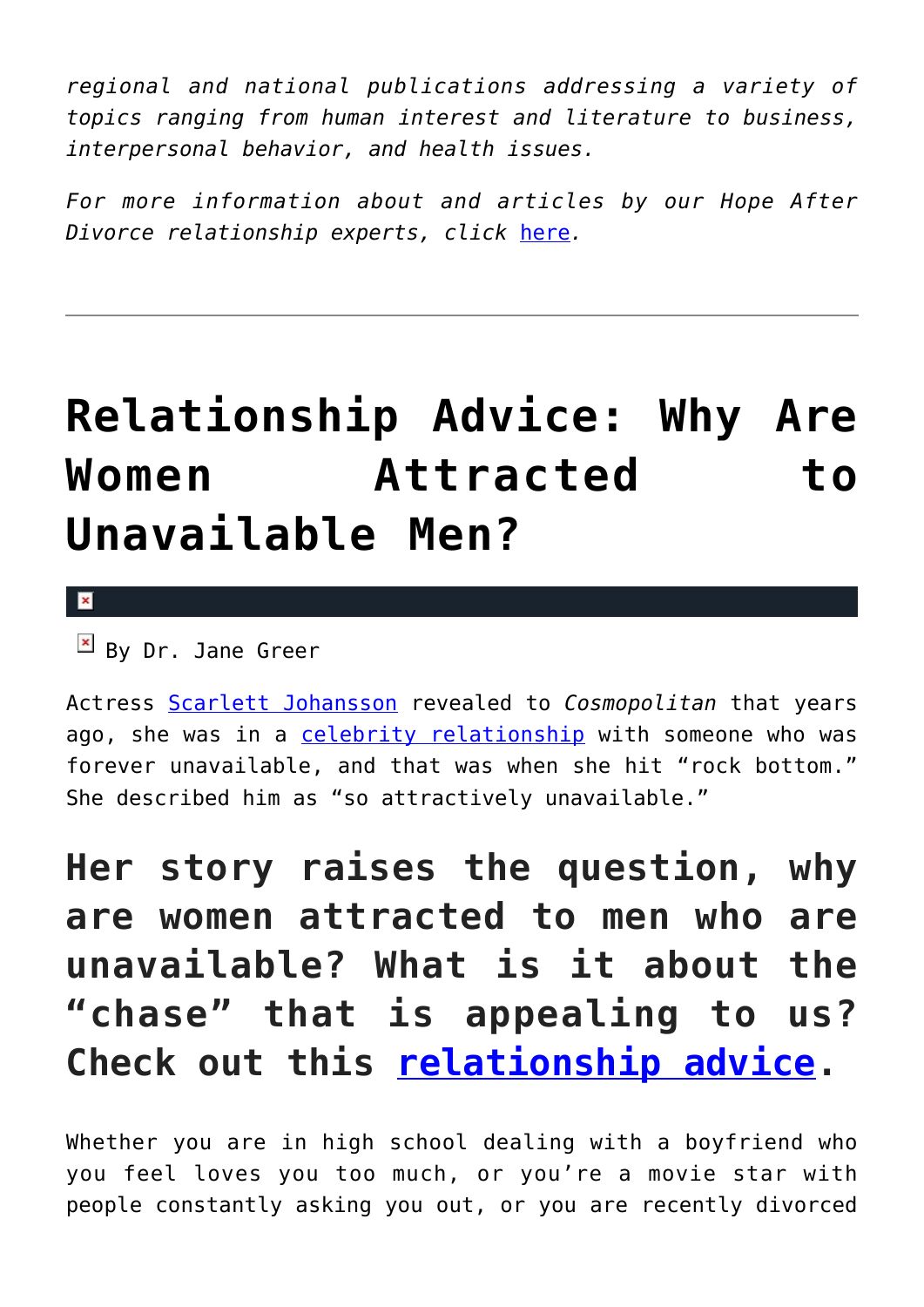*regional and national publications addressing a variety of topics ranging from human interest and literature to business, interpersonal behavior, and health issues.*

*For more information about and articles by our Hope After Divorce relationship experts, click here.*

---

# Relationship Advice: Why Are Women Attracted to Unavailable Men?

By Dr. Jane Greer

Actress Scarlett Johansson revealed to *Cosmopolitan* that years ago, she was in a celebrity relationship with someone who was forever unavailable, and that was when she hit "rock bottom." She described him as "so attractively unavailable."

## Her story raises the question, why are women attracted to men who are unavailable? What is it about the "chase" that is appealing to us? Check out this relationship advice.

Whether you are in high school dealing with a boyfriend who you feel loves you too much, or you're a movie star with people constantly asking you out, or you are recently divorced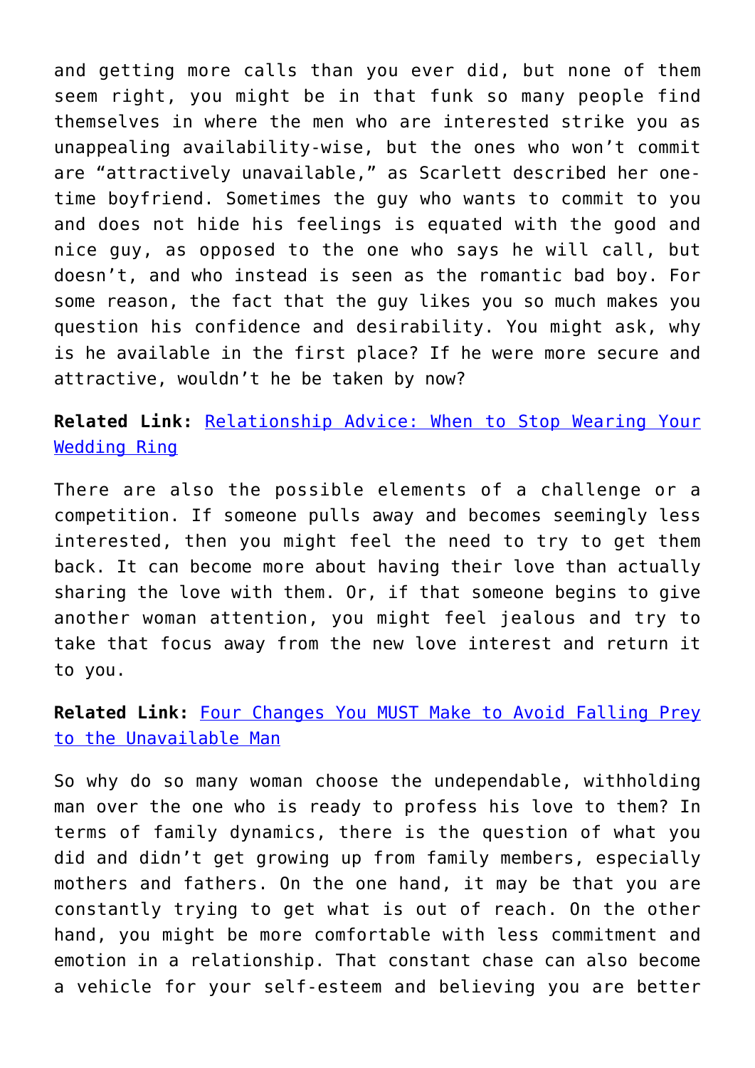and getting more calls than you ever did, but none of them seem right, you might be in that funk so many people find themselves in where the men who are interested strike you as unappealing availability-wise, but the ones who won't commit are "attractively unavailable," as Scarlett described her one-time boyfriend. Sometimes the guy who wants to commit to you and does not hide his feelings is equated with the good and nice guy, as opposed to the one who says he will call, but doesn't, and who instead is seen as the romantic bad boy. For some reason, the fact that the guy likes you so much makes you question his confidence and desirability. You might ask, why is he available in the first place? If he were more secure and attractive, wouldn't he be taken by now?

**Related Link:** [Relationship Advice: When to Stop Wearing Your Wedding Ring]()

There are also the possible elements of a challenge or a competition. If someone pulls away and becomes seemingly less interested, then you might feel the need to try to get them back. It can become more about having their love than actually sharing the love with them. Or, if that someone begins to give another woman attention, you might feel jealous and try to take that focus away from the new love interest and return it to you.

**Related Link:** [Four Changes You MUST Make to Avoid Falling Prey to the Unavailable Man]()

So why do so many woman choose the undependable, withholding man over the one who is ready to profess his love to them? In terms of family dynamics, there is the question of what you did and didn't get growing up from family members, especially mothers and fathers. On the one hand, it may be that you are constantly trying to get what is out of reach. On the other hand, you might be more comfortable with less commitment and emotion in a relationship. That constant chase can also become a vehicle for your self-esteem and believing you are better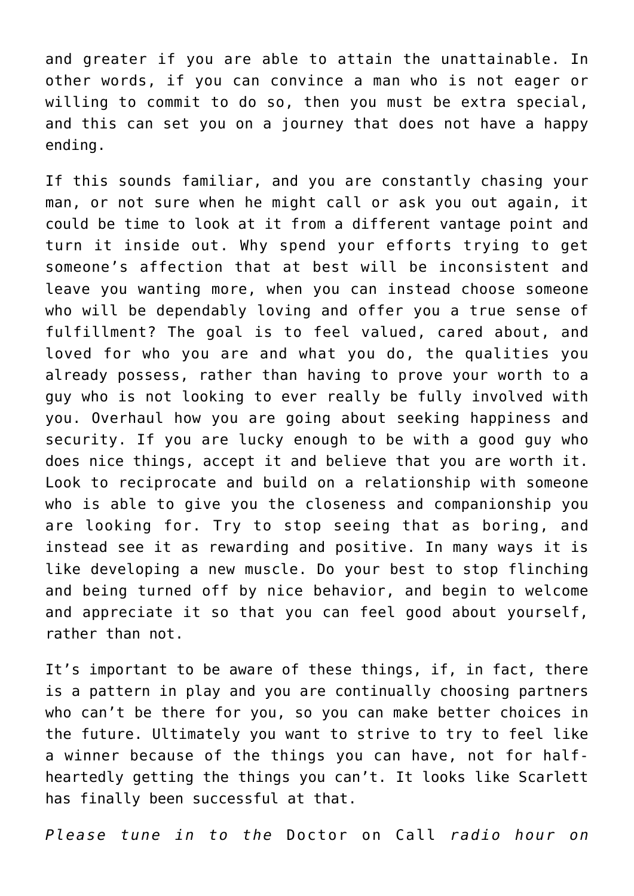and greater if you are able to attain the unattainable. In other words, if you can convince a man who is not eager or willing to commit to do so, then you must be extra special, and this can set you on a journey that does not have a happy ending.

If this sounds familiar, and you are constantly chasing your man, or not sure when he might call or ask you out again, it could be time to look at it from a different vantage point and turn it inside out. Why spend your efforts trying to get someone's affection that at best will be inconsistent and leave you wanting more, when you can instead choose someone who will be dependably loving and offer you a true sense of fulfillment? The goal is to feel valued, cared about, and loved for who you are and what you do, the qualities you already possess, rather than having to prove your worth to a guy who is not looking to ever really be fully involved with you. Overhaul how you are going about seeking happiness and security. If you are lucky enough to be with a good guy who does nice things, accept it and believe that you are worth it. Look to reciprocate and build on a relationship with someone who is able to give you the closeness and companionship you are looking for. Try to stop seeing that as boring, and instead see it as rewarding and positive. In many ways it is like developing a new muscle. Do your best to stop flinching and being turned off by nice behavior, and begin to welcome and appreciate it so that you can feel good about yourself, rather than not.

It's important to be aware of these things, if, in fact, there is a pattern in play and you are continually choosing partners who can't be there for you, so you can make better choices in the future. Ultimately you want to strive to try to feel like a winner because of the things you can have, not for half-heartedly getting the things you can't. It looks like Scarlett has finally been successful at that.

*Please tune in to the* Doctor on Call *radio hour on*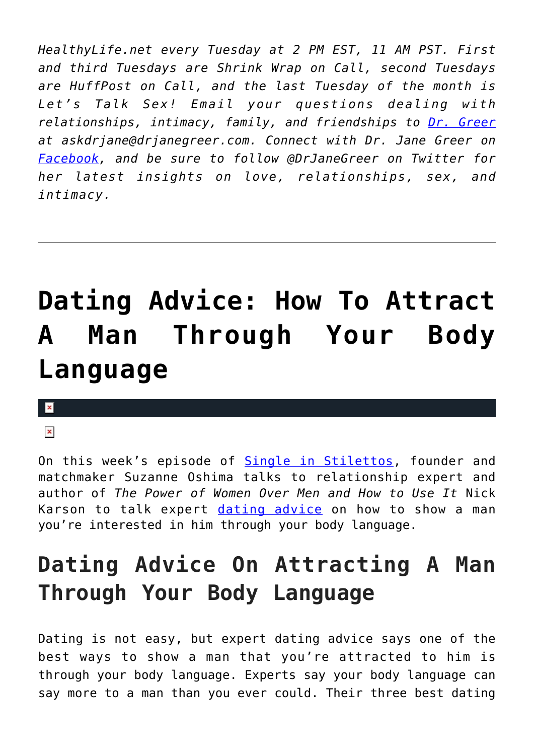*HealthyLife.net every Tuesday at 2 PM EST, 11 AM PST. First and third Tuesdays are Shrink Wrap on Call, second Tuesdays are HuffPost on Call, and the last Tuesday of the month is Let's Talk Sex! Email your questions dealing with relationships, intimacy, family, and friendships to Dr. Greer at askdrjane@drjanegreer.com. Connect with Dr. Jane Greer on Facebook, and be sure to follow @DrJaneGreer on Twitter for her latest insights on love, relationships, sex, and intimacy.*

---

# Dating Advice: How To Attract A Man Through Your Body Language

On this week's episode of Single in Stilettos, founder and matchmaker Suzanne Oshima talks to relationship expert and author of *The Power of Women Over Men and How to Use It* Nick Karson to talk expert dating advice on how to show a man you're interested in him through your body language.

## Dating Advice On Attracting A Man Through Your Body Language

Dating is not easy, but expert dating advice says one of the best ways to show a man that you're attracted to him is through your body language. Experts say your body language can say more to a man than you ever could. Their three best dating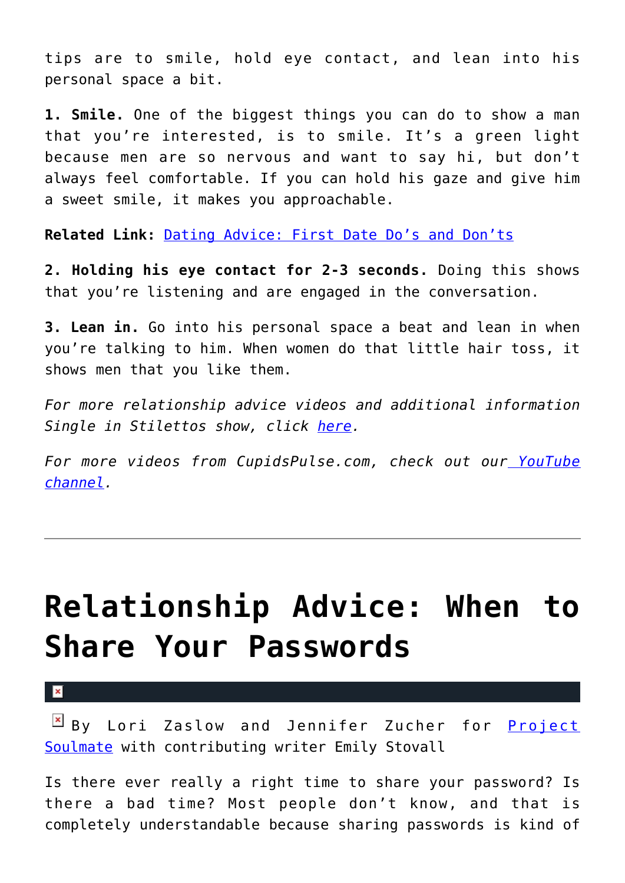tips are to smile, hold eye contact, and lean into his personal space a bit.

**1. Smile.** One of the biggest things you can do to show a man that you're interested, is to smile. It's a green light because men are so nervous and want to say hi, but don't always feel comfortable. If you can hold his gaze and give him a sweet smile, it makes you approachable.

**Related Link:** Dating Advice: First Date Do's and Don'ts

**2. Holding his eye contact for 2-3 seconds.** Doing this shows that you're listening and are engaged in the conversation.

**3. Lean in.** Go into his personal space a beat and lean in when you're talking to him. When women do that little hair toss, it shows men that you like them.

*For more relationship advice videos and additional information Single in Stilettos show, click here.*

*For more videos from CupidsPulse.com, check out our YouTube channel.*

---

# Relationship Advice: When to Share Your Passwords

By Lori Zaslow and Jennifer Zucher for Project Soulmate with contributing writer Emily Stovall

Is there ever really a right time to share your password? Is there a bad time? Most people don't know, and that is completely understandable because sharing passwords is kind of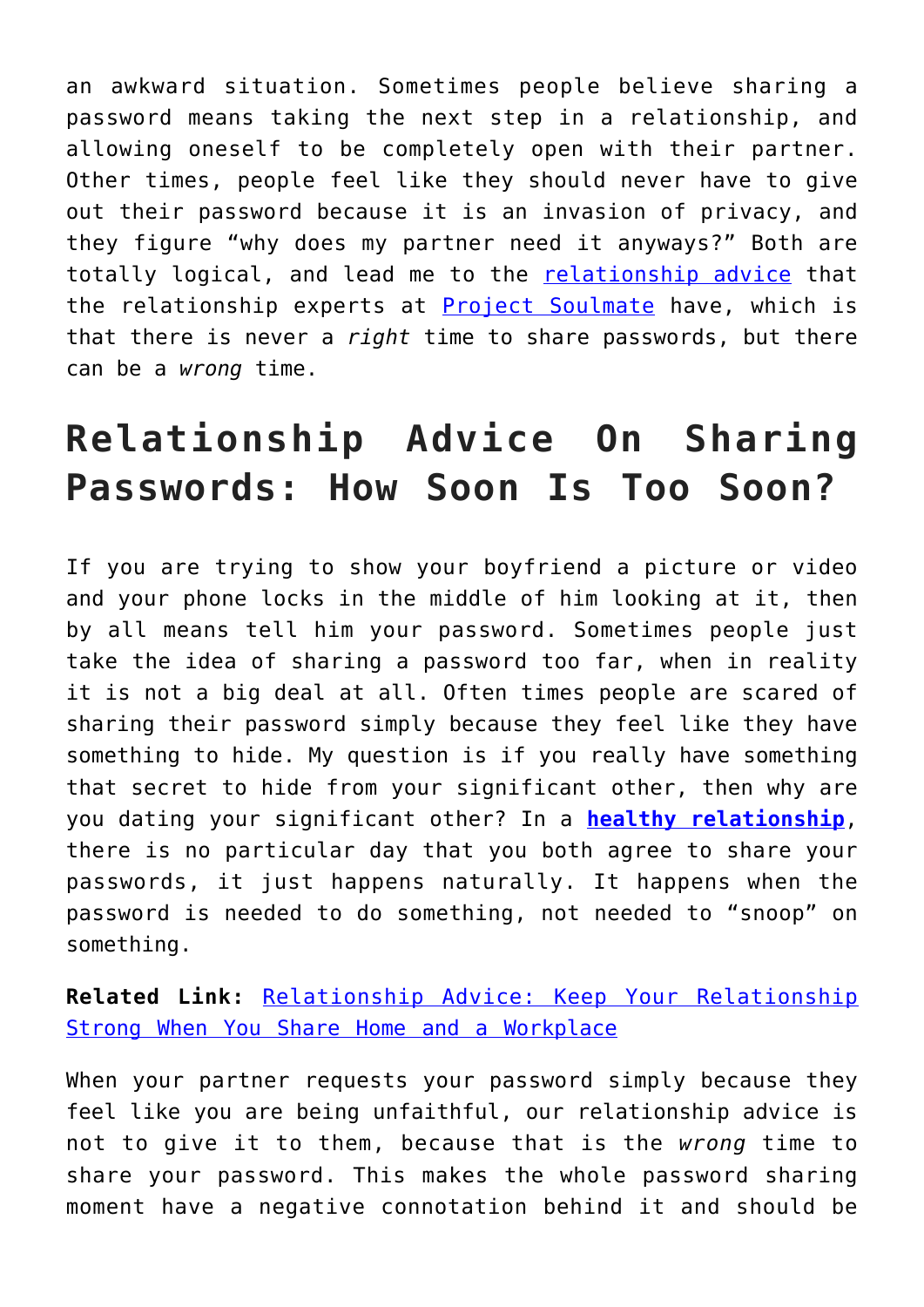an awkward situation. Sometimes people believe sharing a password means taking the next step in a relationship, and allowing oneself to be completely open with their partner. Other times, people feel like they should never have to give out their password because it is an invasion of privacy, and they figure "why does my partner need it anyways?" Both are totally logical, and lead me to the relationship advice that the relationship experts at Project Soulmate have, which is that there is never a *right* time to share passwords, but there can be a *wrong* time.

## Relationship Advice On Sharing Passwords: How Soon Is Too Soon?

If you are trying to show your boyfriend a picture or video and your phone locks in the middle of him looking at it, then by all means tell him your password. Sometimes people just take the idea of sharing a password too far, when in reality it is not a big deal at all. Often times people are scared of sharing their password simply because they feel like they have something to hide. My question is if you really have something that secret to hide from your significant other, then why are you dating your significant other? In a **healthy relationship**, there is no particular day that you both agree to share your passwords, it just happens naturally. It happens when the password is needed to do something, not needed to "snoop" on something.

**Related Link:** Relationship Advice: Keep Your Relationship Strong When You Share Home and a Workplace

When your partner requests your password simply because they feel like you are being unfaithful, our relationship advice is not to give it to them, because that is the *wrong* time to share your password. This makes the whole password sharing moment have a negative connotation behind it and should be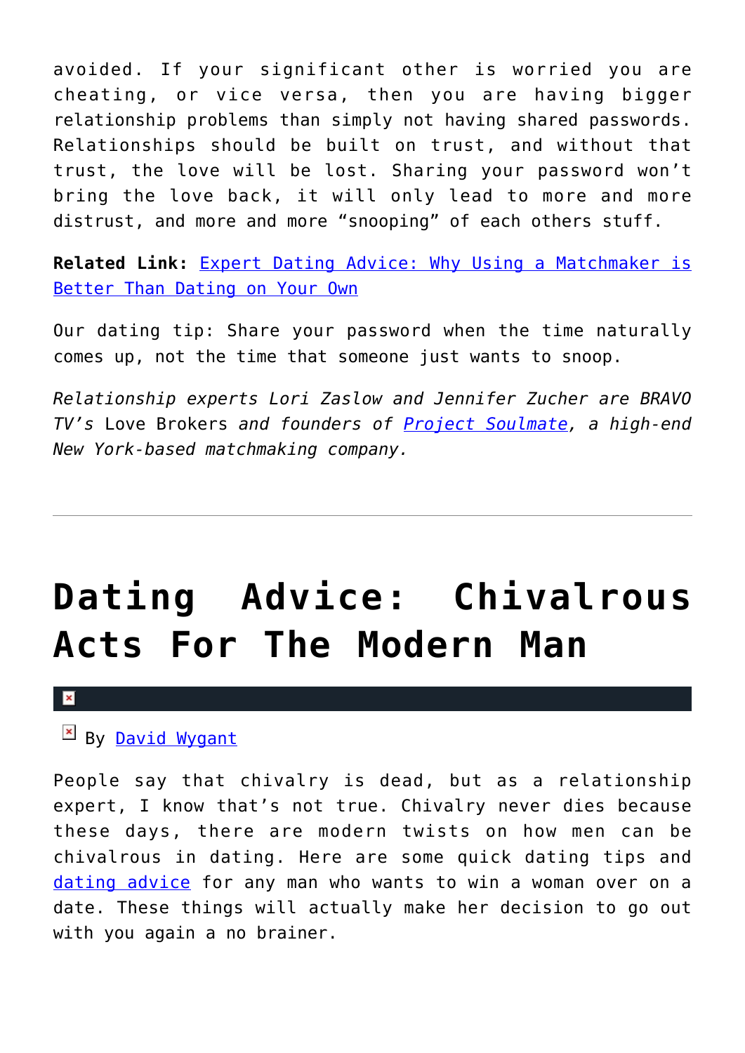avoided. If your significant other is worried you are cheating, or vice versa, then you are having bigger relationship problems than simply not having shared passwords. Relationships should be built on trust, and without that trust, the love will be lost. Sharing your password won't bring the love back, it will only lead to more and more distrust, and more and more "snooping" of each others stuff.

**Related Link:** Expert Dating Advice: Why Using a Matchmaker is Better Than Dating on Your Own

Our dating tip: Share your password when the time naturally comes up, not the time that someone just wants to snoop.

*Relationship experts Lori Zaslow and Jennifer Zucher are BRAVO TV's* Love Brokers *and founders of Project Soulmate, a high-end New York-based matchmaking company.*

---

# Dating Advice: Chivalrous Acts For The Modern Man

By David Wygant

People say that chivalry is dead, but as a relationship expert, I know that's not true. Chivalry never dies because these days, there are modern twists on how men can be chivalrous in dating. Here are some quick dating tips and dating advice for any man who wants to win a woman over on a date. These things will actually make her decision to go out with you again a no brainer.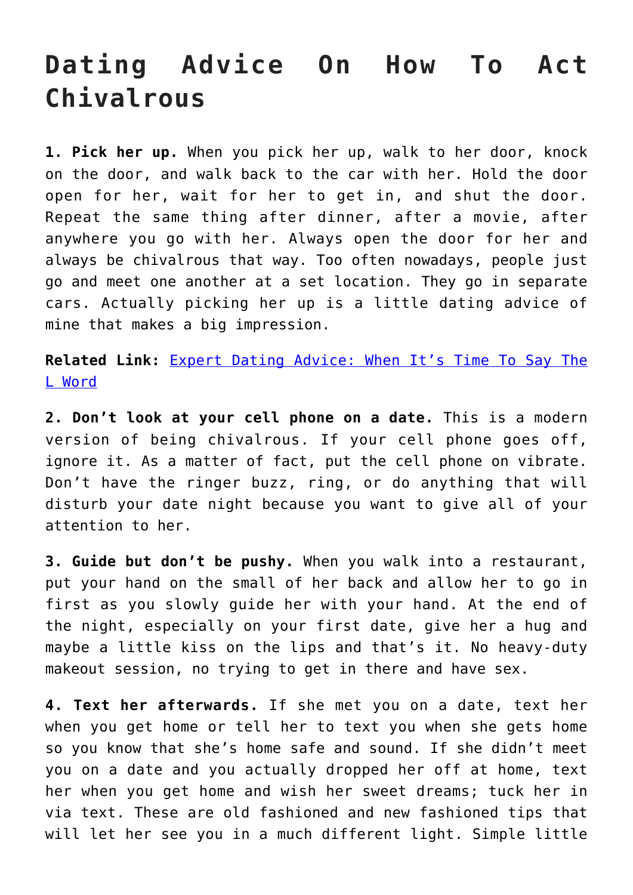# Dating Advice On How To Act Chivalrous

**1. Pick her up.** When you pick her up, walk to her door, knock on the door, and walk back to the car with her. Hold the door open for her, wait for her to get in, and shut the door. Repeat the same thing after dinner, after a movie, after anywhere you go with her. Always open the door for her and always be chivalrous that way. Too often nowadays, people just go and meet one another at a set location. They go in separate cars. Actually picking her up is a little dating advice of mine that makes a big impression.

**Related Link:** [Expert Dating Advice: When It's Time To Say The L Word]

**2. Don't look at your cell phone on a date.** This is a modern version of being chivalrous. If your cell phone goes off, ignore it. As a matter of fact, put the cell phone on vibrate. Don't have the ringer buzz, ring, or do anything that will disturb your date night because you want to give all of your attention to her.

**3. Guide but don't be pushy.** When you walk into a restaurant, put your hand on the small of her back and allow her to go in first as you slowly guide her with your hand. At the end of the night, especially on your first date, give her a hug and maybe a little kiss on the lips and that's it. No heavy-duty makeout session, no trying to get in there and have sex.

**4. Text her afterwards.** If she met you on a date, text her when you get home or tell her to text you when she gets home so you know that she's home safe and sound. If she didn't meet you on a date and you actually dropped her off at home, text her when you get home and wish her sweet dreams; tuck her in via text. These are old fashioned and new fashioned tips that will let her see you in a much different light. Simple little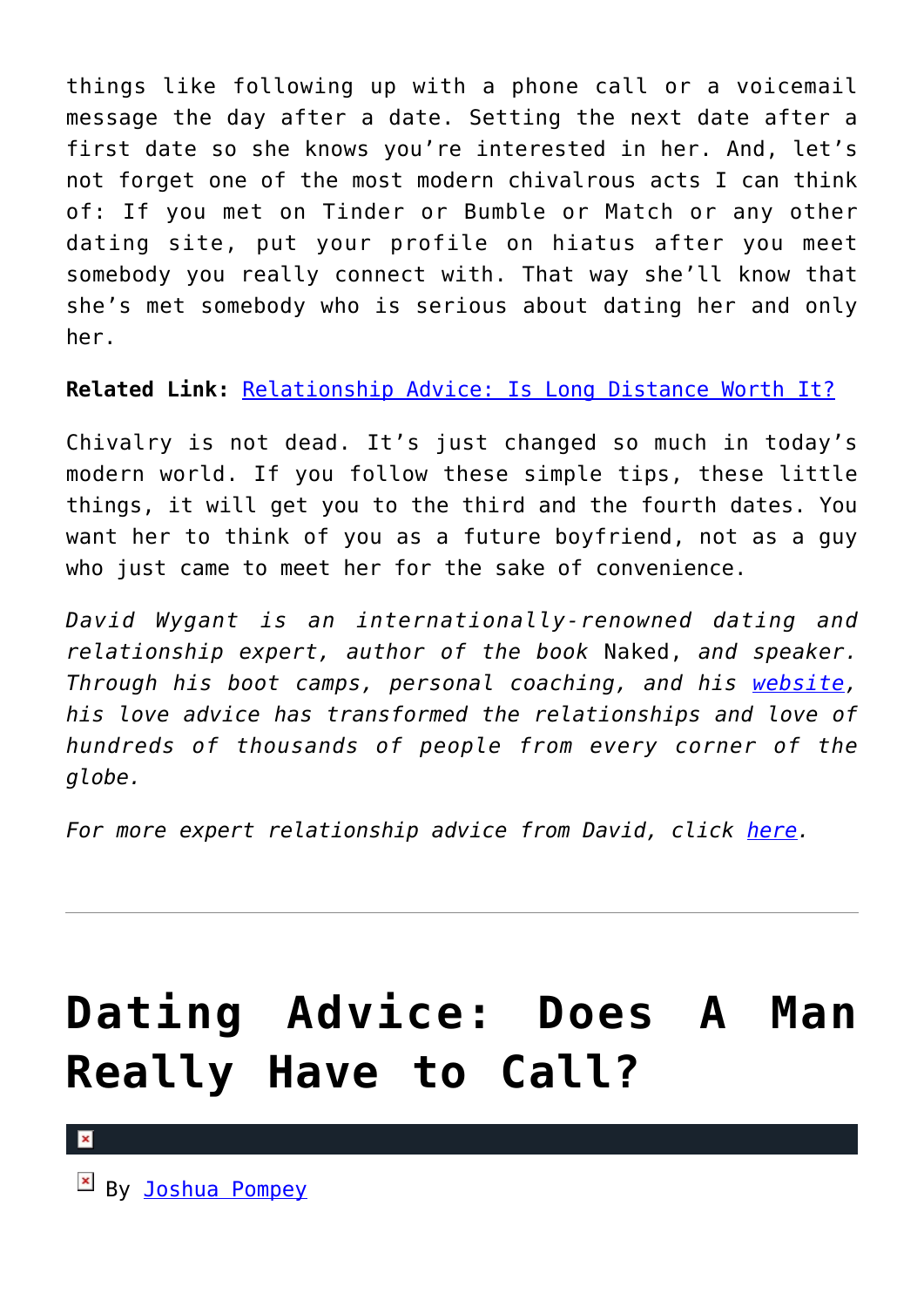things like following up with a phone call or a voicemail message the day after a date. Setting the next date after a first date so she knows you're interested in her. And, let's not forget one of the most modern chivalrous acts I can think of: If you met on Tinder or Bumble or Match or any other dating site, put your profile on hiatus after you meet somebody you really connect with. That way she'll know that she's met somebody who is serious about dating her and only her.

**Related Link:** [Relationship Advice: Is Long Distance Worth It?]()

Chivalry is not dead. It's just changed so much in today's modern world. If you follow these simple tips, these little things, it will get you to the third and the fourth dates. You want her to think of you as a future boyfriend, not as a guy who just came to meet her for the sake of convenience.

*David Wygant is an internationally-renowned dating and relationship expert, author of the book* Naked, *and speaker. Through his boot camps, personal coaching, and his [website](), his love advice has transformed the relationships and love of hundreds of thousands of people from every corner of the globe.*

*For more expert relationship advice from David, click [here]().*

---

# Dating Advice: Does A Man Really Have to Call?

By [Joshua Pompey]()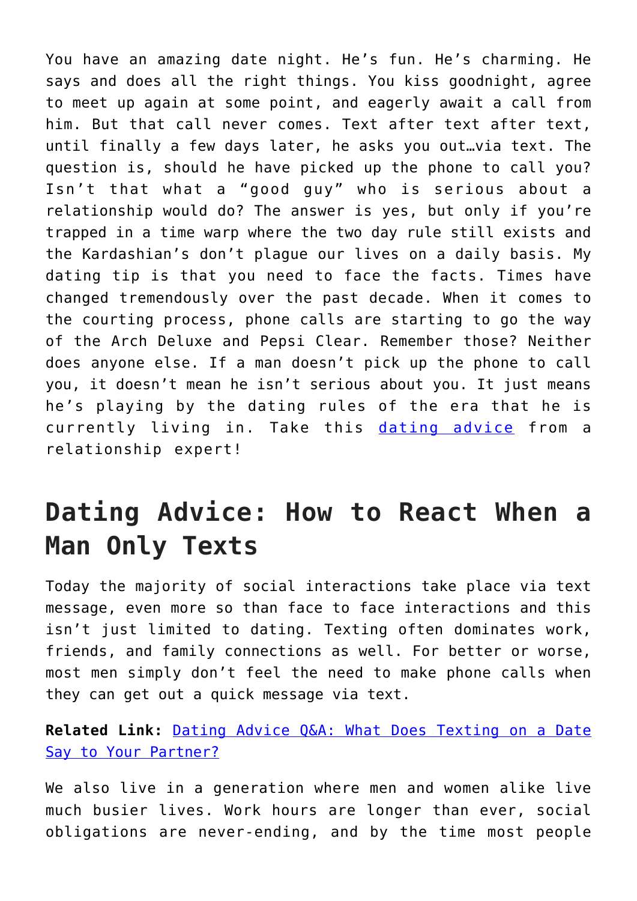You have an amazing date night. He's fun. He's charming. He says and does all the right things. You kiss goodnight, agree to meet up again at some point, and eagerly await a call from him. But that call never comes. Text after text after text, until finally a few days later, he asks you out…via text. The question is, should he have picked up the phone to call you? Isn't that what a "good guy" who is serious about a relationship would do? The answer is yes, but only if you're trapped in a time warp where the two day rule still exists and the Kardashian's don't plague our lives on a daily basis. My dating tip is that you need to face the facts. Times have changed tremendously over the past decade. When it comes to the courting process, phone calls are starting to go the way of the Arch Deluxe and Pepsi Clear. Remember those? Neither does anyone else. If a man doesn't pick up the phone to call you, it doesn't mean he isn't serious about you. It just means he's playing by the dating rules of the era that he is currently living in. Take this [dating advice](#) from a relationship expert!

## Dating Advice: How to React When a Man Only Texts

Today the majority of social interactions take place via text message, even more so than face to face interactions and this isn't just limited to dating. Texting often dominates work, friends, and family connections as well. For better or worse, most men simply don't feel the need to make phone calls when they can get out a quick message via text.

**Related Link:** [Dating Advice Q&A: What Does Texting on a Date Say to Your Partner?](#)

We also live in a generation where men and women alike live much busier lives. Work hours are longer than ever, social obligations are never-ending, and by the time most people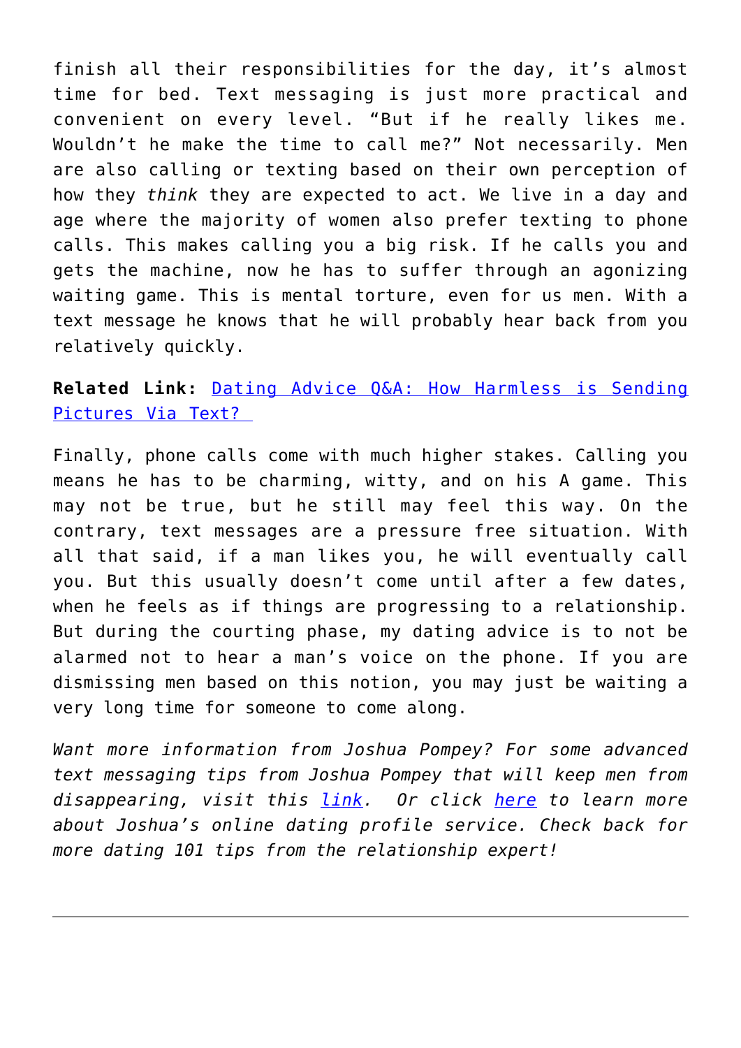finish all their responsibilities for the day, it's almost time for bed. Text messaging is just more practical and convenient on every level. "But if he really likes me. Wouldn't he make the time to call me?" Not necessarily. Men are also calling or texting based on their own perception of how they *think* they are expected to act. We live in a day and age where the majority of women also prefer texting to phone calls. This makes calling you a big risk. If he calls you and gets the machine, now he has to suffer through an agonizing waiting game. This is mental torture, even for us men. With a text message he knows that he will probably hear back from you relatively quickly.

**Related Link:** [Dating Advice Q&A: How Harmless is Sending Pictures Via Text?](#)

Finally, phone calls come with much higher stakes. Calling you means he has to be charming, witty, and on his A game. This may not be true, but he still may feel this way. On the contrary, text messages are a pressure free situation. With all that said, if a man likes you, he will eventually call you. But this usually doesn't come until after a few dates, when he feels as if things are progressing to a relationship. But during the courting phase, my dating advice is to not be alarmed not to hear a man's voice on the phone. If you are dismissing men based on this notion, you may just be waiting a very long time for someone to come along.

*Want more information from Joshua Pompey? For some advanced text messaging tips from Joshua Pompey that will keep men from disappearing, visit this [link](#). Or click [here](#) to learn more about Joshua's online dating profile service. Check back for more dating 101 tips from the relationship expert!*

---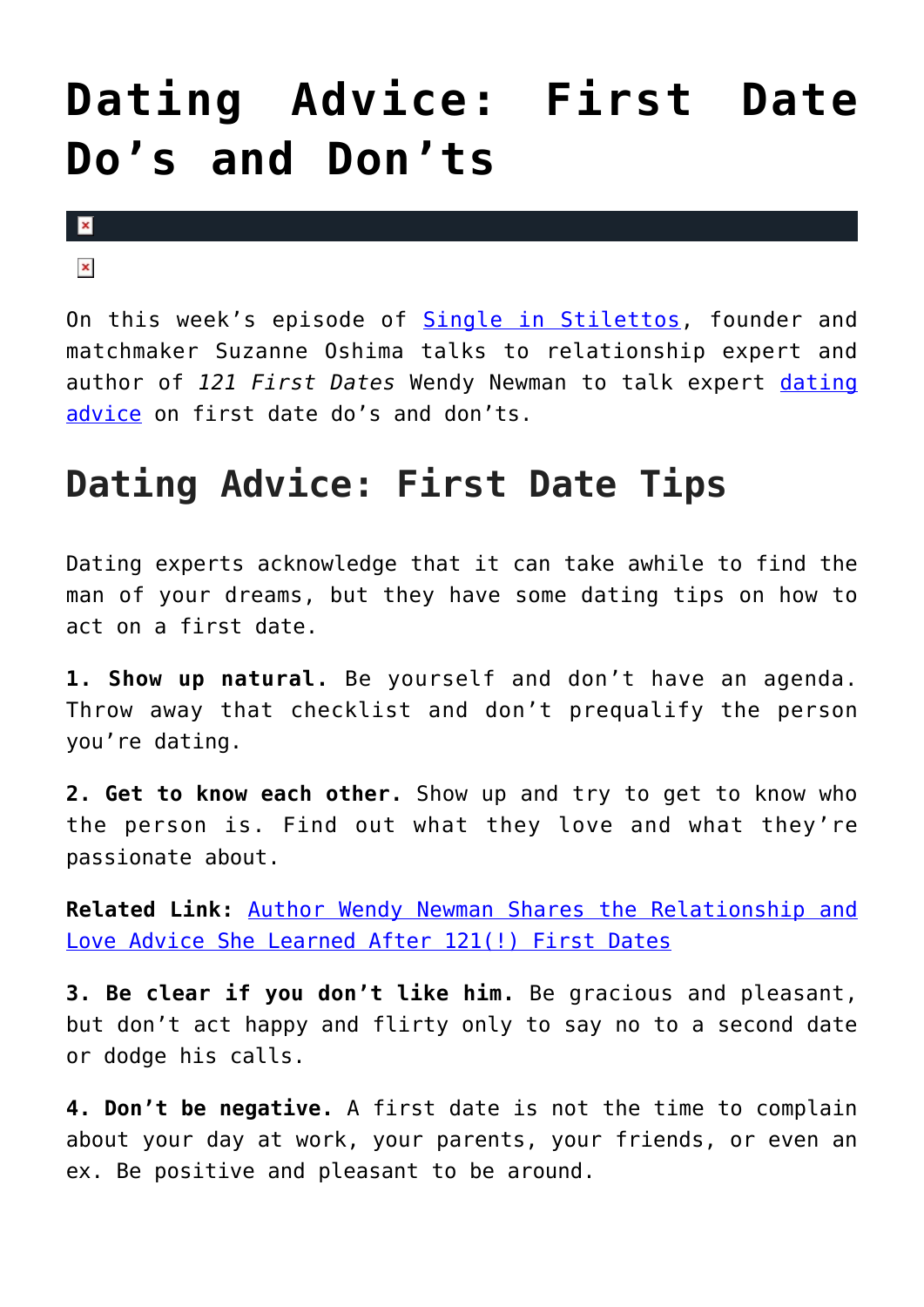# Dating Advice: First Date Do's and Don'ts

On this week's episode of [Single in Stilettos](), founder and matchmaker Suzanne Oshima talks to relationship expert and author of *121 First Dates* Wendy Newman to talk expert [dating advice]() on first date do's and don'ts.

## Dating Advice: First Date Tips

Dating experts acknowledge that it can take awhile to find the man of your dreams, but they have some dating tips on how to act on a first date.

**1. Show up natural.** Be yourself and don't have an agenda. Throw away that checklist and don't prequalify the person you're dating.

**2. Get to know each other.** Show up and try to get to know who the person is. Find out what they love and what they're passionate about.

**Related Link:** [Author Wendy Newman Shares the Relationship and Love Advice She Learned After 121(!) First Dates]()

**3. Be clear if you don't like him.** Be gracious and pleasant, but don't act happy and flirty only to say no to a second date or dodge his calls.

**4. Don't be negative.** A first date is not the time to complain about your day at work, your parents, your friends, or even an ex. Be positive and pleasant to be around.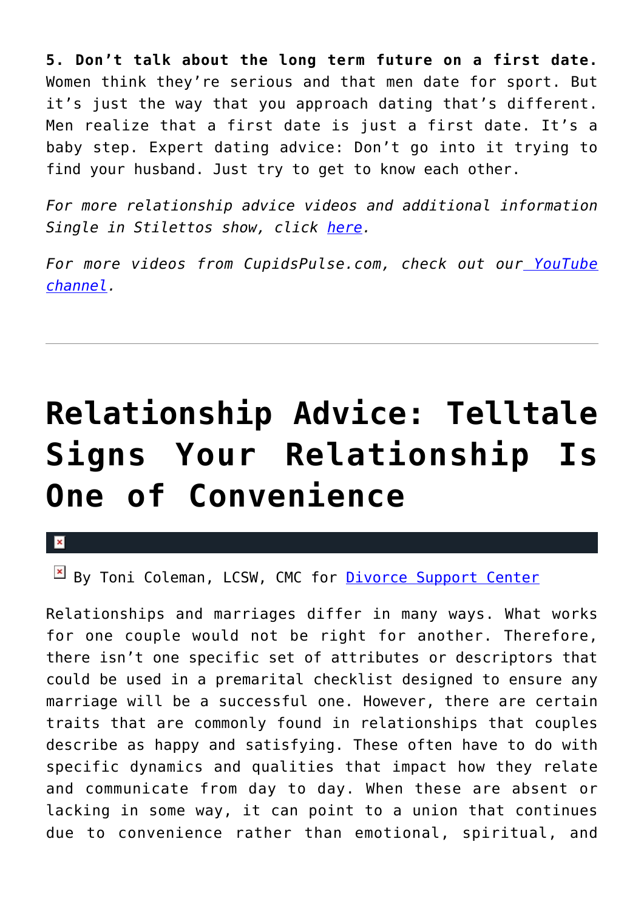**5. Don't talk about the long term future on a first date.** Women think they're serious and that men date for sport. But it's just the way that you approach dating that's different. Men realize that a first date is just a first date. It's a baby step. Expert dating advice: Don't go into it trying to find your husband. Just try to get to know each other.

*For more relationship advice videos and additional information Single in Stilettos show, click here.*

*For more videos from CupidsPulse.com, check out our YouTube channel.*

---

# Relationship Advice: Telltale Signs Your Relationship Is One of Convenience

By Toni Coleman, LCSW, CMC for Divorce Support Center

Relationships and marriages differ in many ways. What works for one couple would not be right for another. Therefore, there isn't one specific set of attributes or descriptors that could be used in a premarital checklist designed to ensure any marriage will be a successful one. However, there are certain traits that are commonly found in relationships that couples describe as happy and satisfying. These often have to do with specific dynamics and qualities that impact how they relate and communicate from day to day. When these are absent or lacking in some way, it can point to a union that continues due to convenience rather than emotional, spiritual, and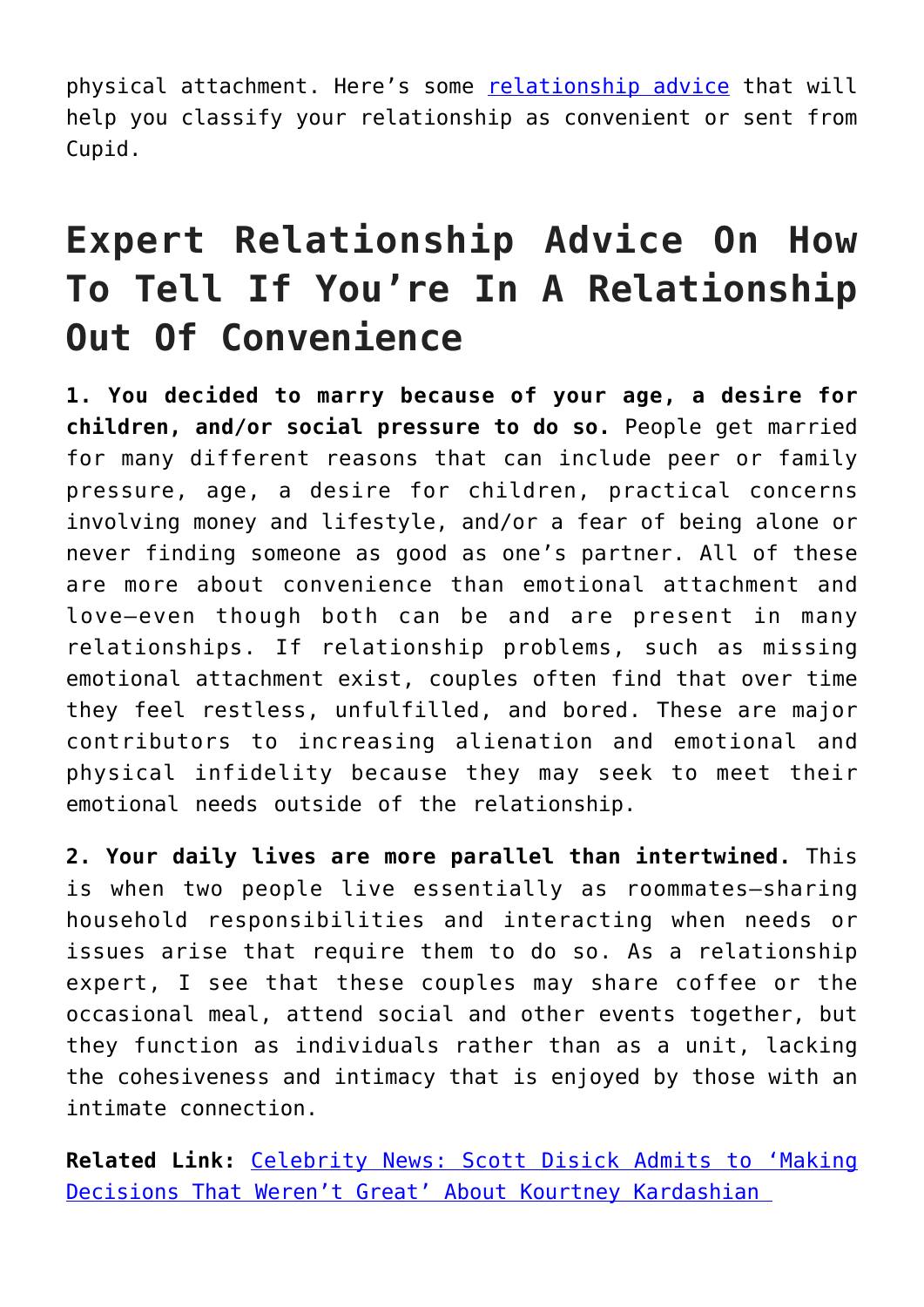physical attachment. Here's some [relationship advice](#) that will help you classify your relationship as convenient or sent from Cupid.

## Expert Relationship Advice On How To Tell If You're In A Relationship Out Of Convenience

**1. You decided to marry because of your age, a desire for children, and/or social pressure to do so.** People get married for many different reasons that can include peer or family pressure, age, a desire for children, practical concerns involving money and lifestyle, and/or a fear of being alone or never finding someone as good as one's partner. All of these are more about convenience than emotional attachment and love—even though both can be and are present in many relationships. If relationship problems, such as missing emotional attachment exist, couples often find that over time they feel restless, unfulfilled, and bored. These are major contributors to increasing alienation and emotional and physical infidelity because they may seek to meet their emotional needs outside of the relationship.

**2. Your daily lives are more parallel than intertwined.** This is when two people live essentially as roommates—sharing household responsibilities and interacting when needs or issues arise that require them to do so. As a relationship expert, I see that these couples may share coffee or the occasional meal, attend social and other events together, but they function as individuals rather than as a unit, lacking the cohesiveness and intimacy that is enjoyed by those with an intimate connection.

**Related Link:** [Celebrity News: Scott Disick Admits to 'Making Decisions That Weren't Great' About Kourtney Kardashian](#)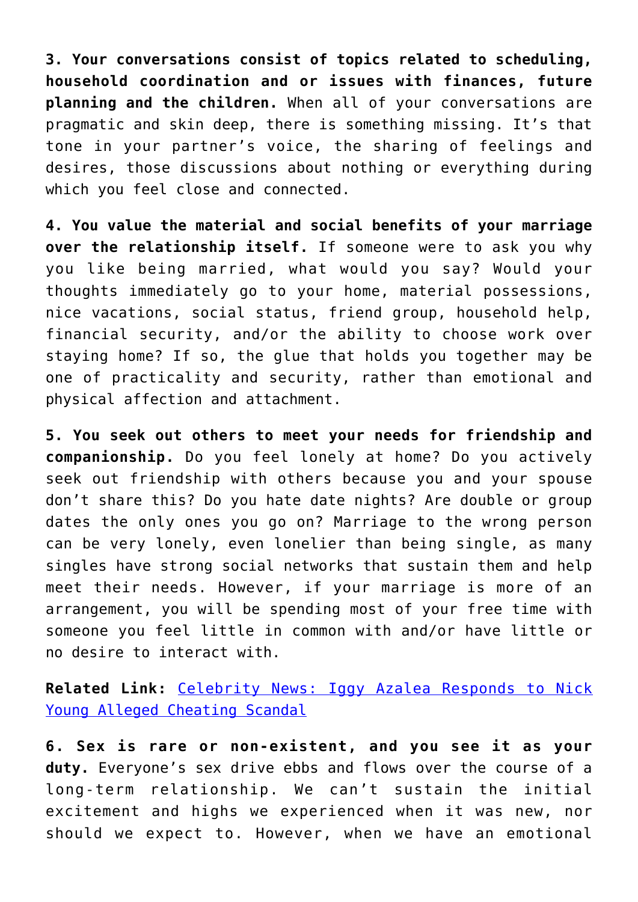**3. Your conversations consist of topics related to scheduling, household coordination and or issues with finances, future planning and the children.** When all of your conversations are pragmatic and skin deep, there is something missing. It's that tone in your partner's voice, the sharing of feelings and desires, those discussions about nothing or everything during which you feel close and connected.

**4. You value the material and social benefits of your marriage over the relationship itself.** If someone were to ask you why you like being married, what would you say? Would your thoughts immediately go to your home, material possessions, nice vacations, social status, friend group, household help, financial security, and/or the ability to choose work over staying home? If so, the glue that holds you together may be one of practicality and security, rather than emotional and physical affection and attachment.

**5. You seek out others to meet your needs for friendship and companionship.** Do you feel lonely at home? Do you actively seek out friendship with others because you and your spouse don't share this? Do you hate date nights? Are double or group dates the only ones you go on? Marriage to the wrong person can be very lonely, even lonelier than being single, as many singles have strong social networks that sustain them and help meet their needs. However, if your marriage is more of an arrangement, you will be spending most of your free time with someone you feel little in common with and/or have little or no desire to interact with.

**Related Link:** Celebrity News: Iggy Azalea Responds to Nick Young Alleged Cheating Scandal

**6. Sex is rare or non-existent, and you see it as your duty.** Everyone's sex drive ebbs and flows over the course of a long-term relationship. We can't sustain the initial excitement and highs we experienced when it was new, nor should we expect to. However, when we have an emotional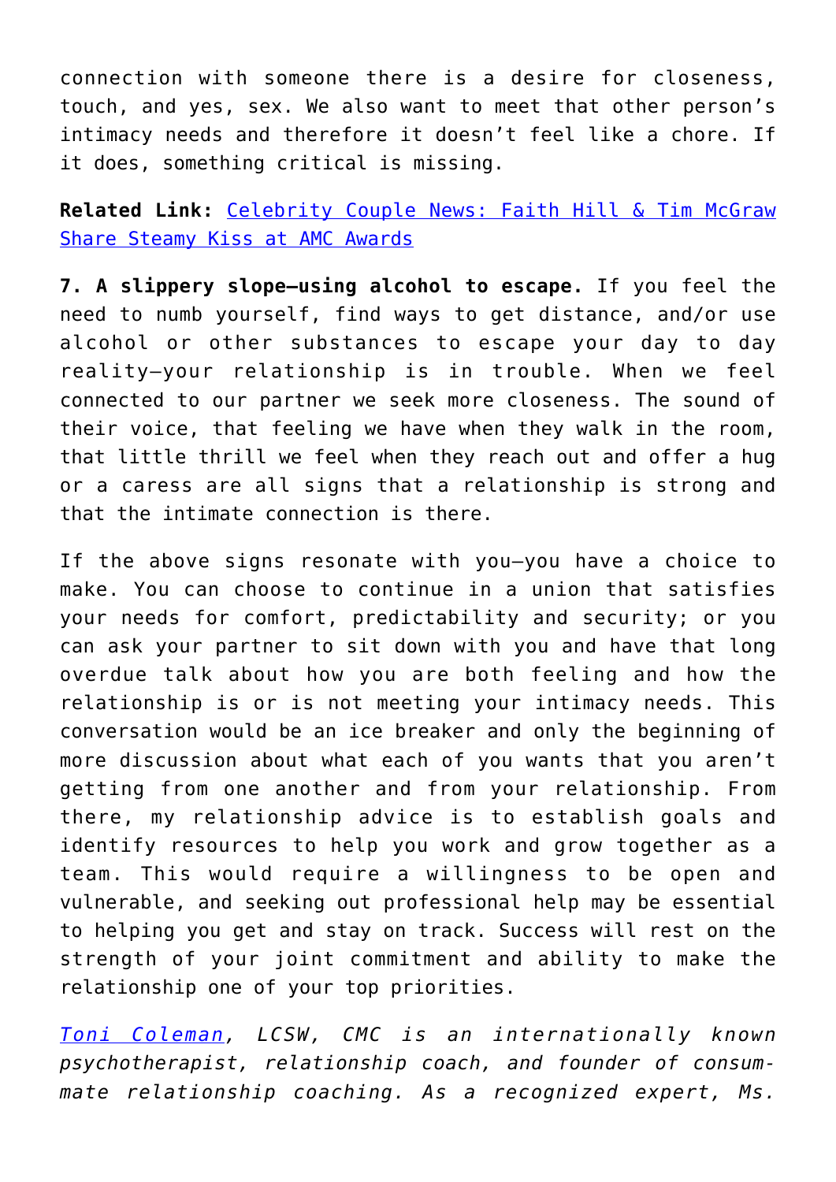connection with someone there is a desire for closeness, touch, and yes, sex. We also want to meet that other person's intimacy needs and therefore it doesn't feel like a chore. If it does, something critical is missing.

**Related Link:** [Celebrity Couple News: Faith Hill & Tim McGraw Share Steamy Kiss at AMC Awards]()

**7. A slippery slope—using alcohol to escape.** If you feel the need to numb yourself, find ways to get distance, and/or use alcohol or other substances to escape your day to day reality—your relationship is in trouble. When we feel connected to our partner we seek more closeness. The sound of their voice, that feeling we have when they walk in the room, that little thrill we feel when they reach out and offer a hug or a caress are all signs that a relationship is strong and that the intimate connection is there.

If the above signs resonate with you—you have a choice to make. You can choose to continue in a union that satisfies your needs for comfort, predictability and security; or you can ask your partner to sit down with you and have that long overdue talk about how you are both feeling and how the relationship is or is not meeting your intimacy needs. This conversation would be an ice breaker and only the beginning of more discussion about what each of you wants that you aren't getting from one another and from your relationship. From there, my relationship advice is to establish goals and identify resources to help you work and grow together as a team. This would require a willingness to be open and vulnerable, and seeking out professional help may be essential to helping you get and stay on track. Success will rest on the strength of your joint commitment and ability to make the relationship one of your top priorities.

*[Toni Coleman](), LCSW, CMC is an internationally known psychotherapist, relationship coach, and founder of consum-mate relationship coaching. As a recognized expert, Ms.*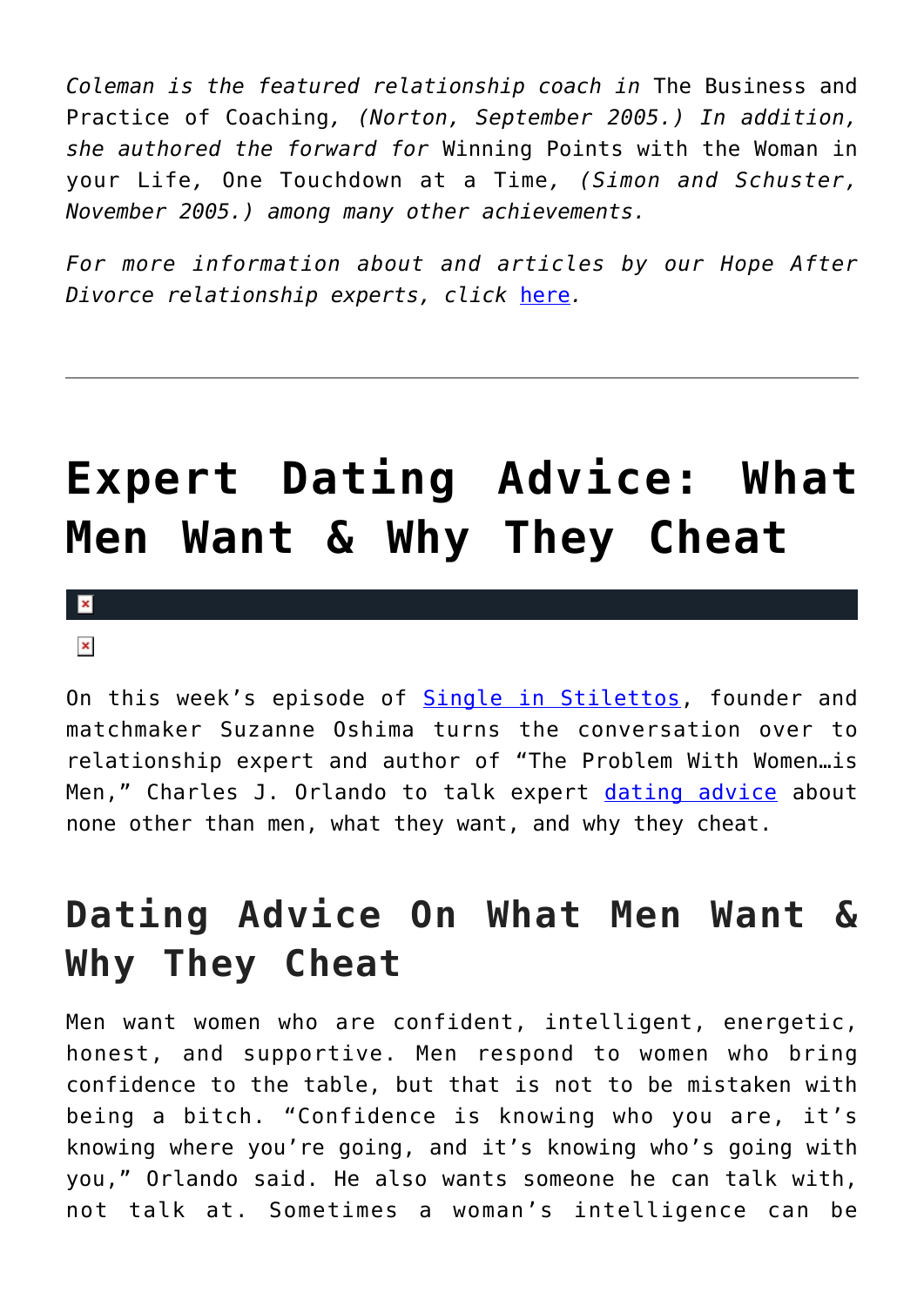*Coleman is the featured relationship coach in* The Business and Practice of Coaching*, (Norton, September 2005.) In addition, she authored the forward for* Winning Points with the Woman in your Life, One Touchdown at a Time*, (Simon and Schuster, November 2005.) among many other achievements.*

*For more information about and articles by our Hope After Divorce relationship experts, click here.*

---

# Expert Dating Advice: What Men Want & Why They Cheat

On this week's episode of Single in Stilettos, founder and matchmaker Suzanne Oshima turns the conversation over to relationship expert and author of "The Problem With Women…is Men," Charles J. Orlando to talk expert dating advice about none other than men, what they want, and why they cheat.

## Dating Advice On What Men Want & Why They Cheat

Men want women who are confident, intelligent, energetic, honest, and supportive. Men respond to women who bring confidence to the table, but that is not to be mistaken with being a bitch. "Confidence is knowing who you are, it's knowing where you're going, and it's knowing who's going with you," Orlando said. He also wants someone he can talk with, not talk at. Sometimes a woman's intelligence can be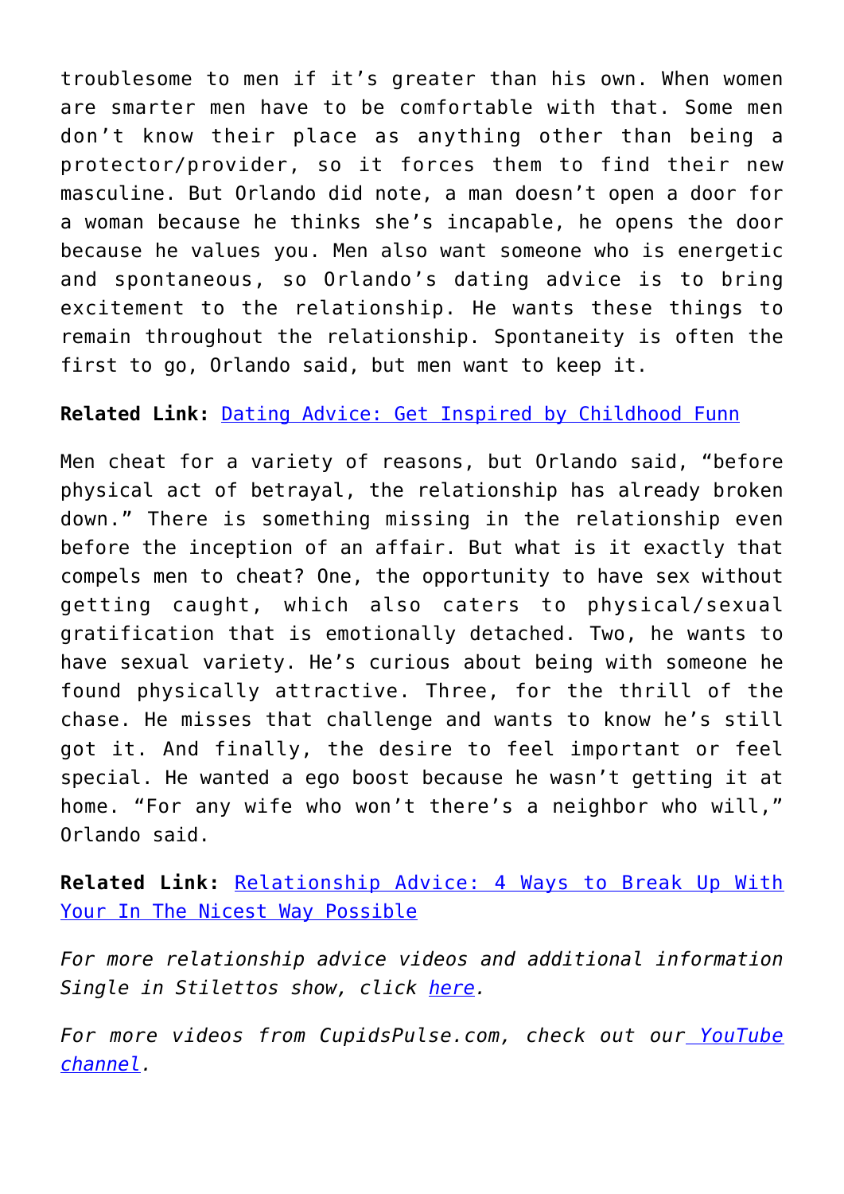troublesome to men if it's greater than his own. When women are smarter men have to be comfortable with that. Some men don't know their place as anything other than being a protector/provider, so it forces them to find their new masculine. But Orlando did note, a man doesn't open a door for a woman because he thinks she's incapable, he opens the door because he values you. Men also want someone who is energetic and spontaneous, so Orlando's dating advice is to bring excitement to the relationship. He wants these things to remain throughout the relationship. Spontaneity is often the first to go, Orlando said, but men want to keep it.

**Related Link:** [Dating Advice: Get Inspired by Childhood Funn]()

Men cheat for a variety of reasons, but Orlando said, "before physical act of betrayal, the relationship has already broken down." There is something missing in the relationship even before the inception of an affair. But what is it exactly that compels men to cheat? One, the opportunity to have sex without getting caught, which also caters to physical/sexual gratification that is emotionally detached. Two, he wants to have sexual variety. He's curious about being with someone he found physically attractive. Three, for the thrill of the chase. He misses that challenge and wants to know he's still got it. And finally, the desire to feel important or feel special. He wanted a ego boost because he wasn't getting it at home. "For any wife who won't there's a neighbor who will," Orlando said.

**Related Link:** [Relationship Advice: 4 Ways to Break Up With Your In The Nicest Way Possible]()

*For more relationship advice videos and additional information Single in Stilettos show, click [here]().*

*For more videos from CupidsPulse.com, check out our [YouTube channel]().*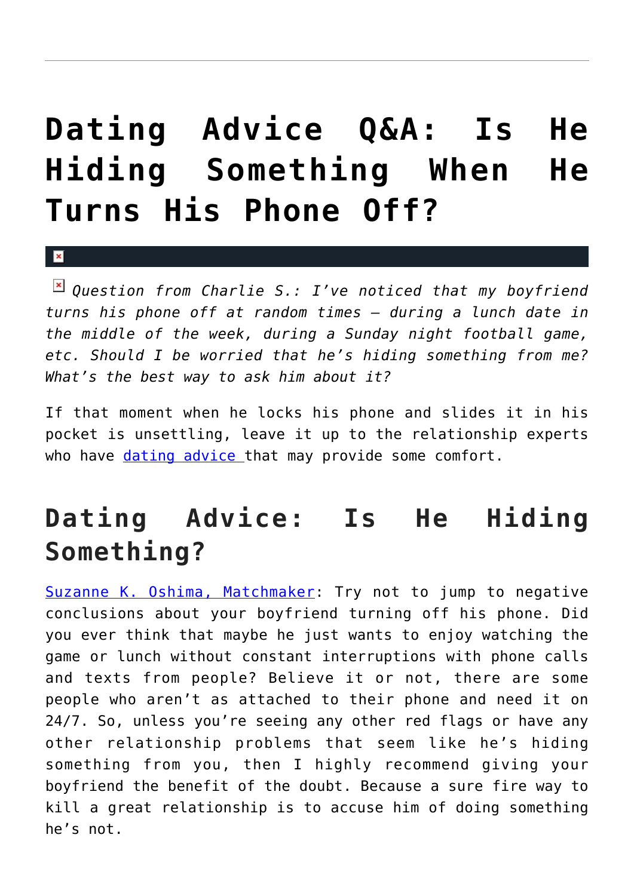# Dating Advice Q&A: Is He Hiding Something When He Turns His Phone Off?

*Question from Charlie S.: I've noticed that my boyfriend turns his phone off at random times — during a lunch date in the middle of the week, during a Sunday night football game, etc. Should I be worried that he's hiding something from me? What's the best way to ask him about it?*

If that moment when he locks his phone and slides it in his pocket is unsettling, leave it up to the relationship experts who have dating advice that may provide some comfort.

## Dating Advice: Is He Hiding Something?

Suzanne K. Oshima, Matchmaker: Try not to jump to negative conclusions about your boyfriend turning off his phone. Did you ever think that maybe he just wants to enjoy watching the game or lunch without constant interruptions with phone calls and texts from people? Believe it or not, there are some people who aren't as attached to their phone and need it on 24/7. So, unless you're seeing any other red flags or have any other relationship problems that seem like he's hiding something from you, then I highly recommend giving your boyfriend the benefit of the doubt. Because a sure fire way to kill a great relationship is to accuse him of doing something he's not.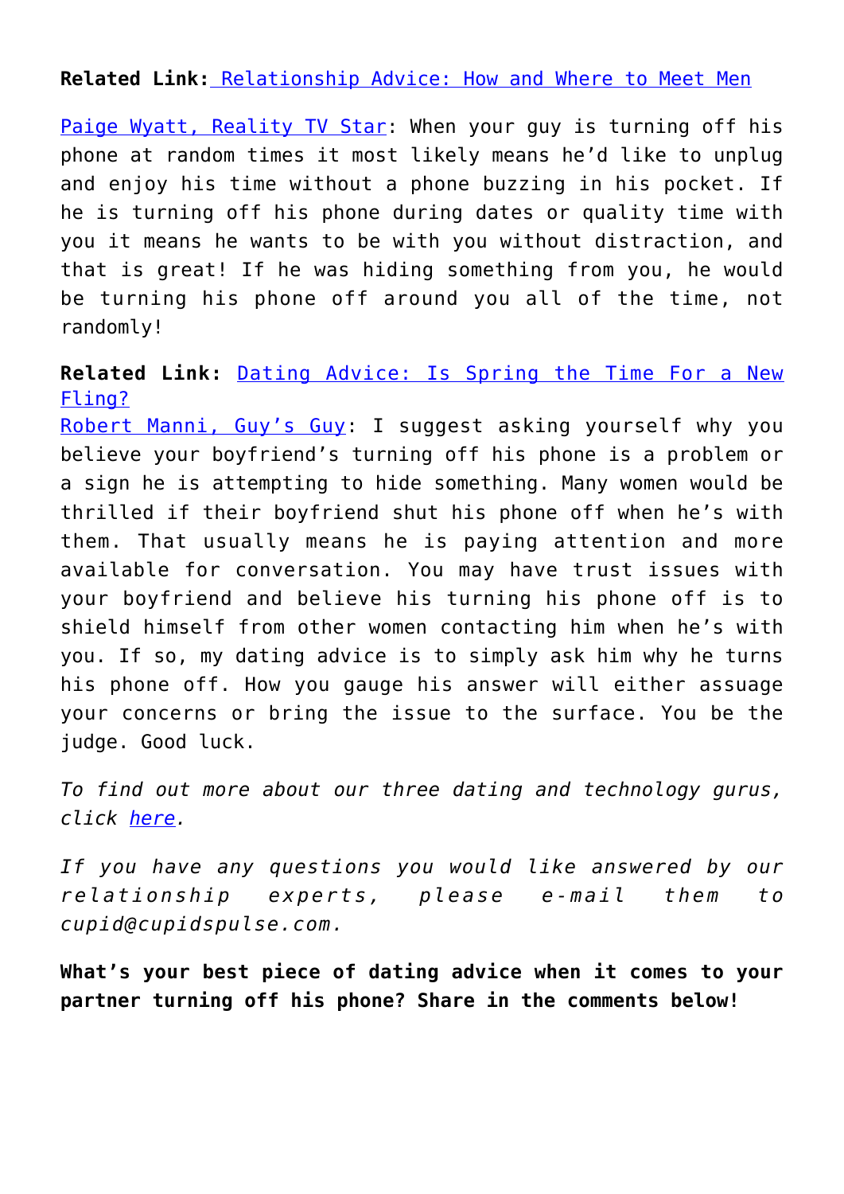**Related Link:** Relationship Advice: How and Where to Meet Men

Paige Wyatt, Reality TV Star: When your guy is turning off his phone at random times it most likely means he'd like to unplug and enjoy his time without a phone buzzing in his pocket. If he is turning off his phone during dates or quality time with you it means he wants to be with you without distraction, and that is great! If he was hiding something from you, he would be turning his phone off around you all of the time, not randomly!

**Related Link:** Dating Advice: Is Spring the Time For a New Fling?

Robert Manni, Guy's Guy: I suggest asking yourself why you believe your boyfriend's turning off his phone is a problem or a sign he is attempting to hide something. Many women would be thrilled if their boyfriend shut his phone off when he's with them. That usually means he is paying attention and more available for conversation. You may have trust issues with your boyfriend and believe his turning his phone off is to shield himself from other women contacting him when he's with you. If so, my dating advice is to simply ask him why he turns his phone off. How you gauge his answer will either assuage your concerns or bring the issue to the surface. You be the judge. Good luck.

*To find out more about our three dating and technology gurus, click here.*

*If you have any questions you would like answered by our relationship experts, please e-mail them to cupid@cupidspulse.com.*

**What's your best piece of dating advice when it comes to your partner turning off his phone? Share in the comments below!**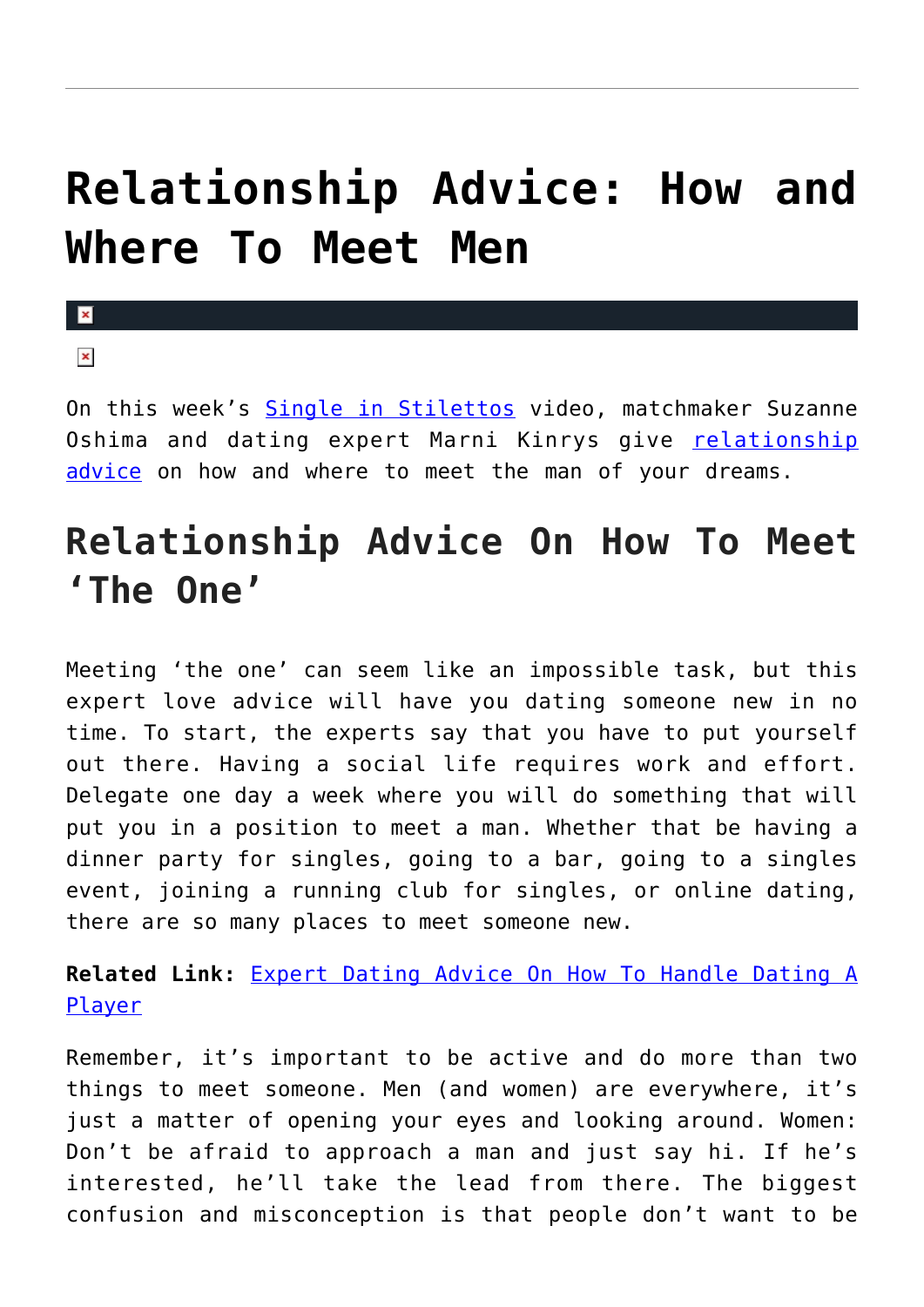# Relationship Advice: How and Where To Meet Men

On this week's Single in Stilettos video, matchmaker Suzanne Oshima and dating expert Marni Kinrys give relationship advice on how and where to meet the man of your dreams.

## Relationship Advice On How To Meet 'The One'

Meeting 'the one' can seem like an impossible task, but this expert love advice will have you dating someone new in no time. To start, the experts say that you have to put yourself out there. Having a social life requires work and effort. Delegate one day a week where you will do something that will put you in a position to meet a man. Whether that be having a dinner party for singles, going to a bar, going to a singles event, joining a running club for singles, or online dating, there are so many places to meet someone new.

**Related Link:** Expert Dating Advice On How To Handle Dating A Player

Remember, it's important to be active and do more than two things to meet someone. Men (and women) are everywhere, it's just a matter of opening your eyes and looking around. Women: Don't be afraid to approach a man and just say hi. If he's interested, he'll take the lead from there. The biggest confusion and misconception is that people don't want to be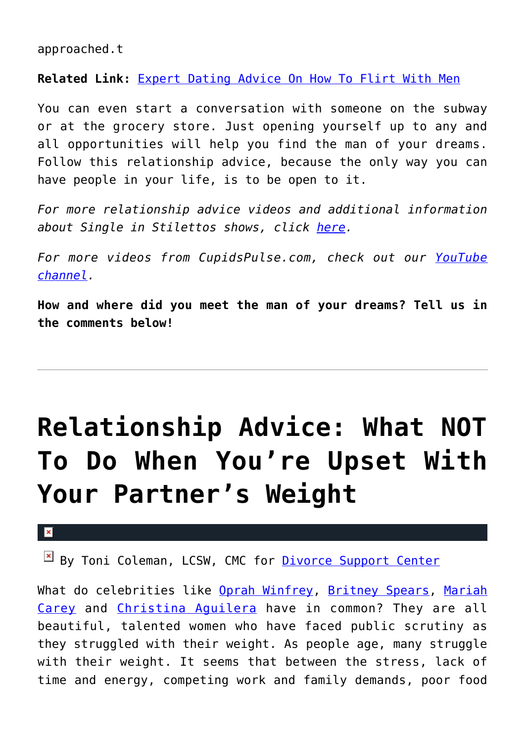approached.t

**Related Link:** Expert Dating Advice On How To Flirt With Men

You can even start a conversation with someone on the subway or at the grocery store. Just opening yourself up to any and all opportunities will help you find the man of your dreams. Follow this relationship advice, because the only way you can have people in your life, is to be open to it.

*For more relationship advice videos and additional information about Single in Stilettos shows, click here.*

*For more videos from CupidsPulse.com, check out our YouTube channel.*

**How and where did you meet the man of your dreams? Tell us in the comments below!**

---

# Relationship Advice: What NOT To Do When You're Upset With Your Partner's Weight

By Toni Coleman, LCSW, CMC for Divorce Support Center

What do celebrities like Oprah Winfrey, Britney Spears, Mariah Carey and Christina Aguilera have in common? They are all beautiful, talented women who have faced public scrutiny as they struggled with their weight. As people age, many struggle with their weight. It seems that between the stress, lack of time and energy, competing work and family demands, poor food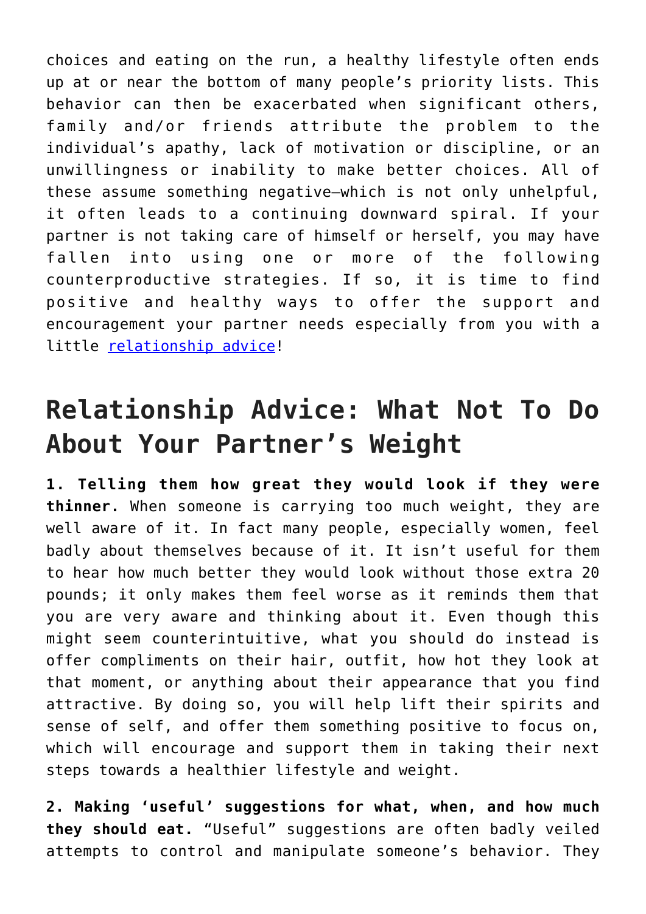choices and eating on the run, a healthy lifestyle often ends up at or near the bottom of many people's priority lists. This behavior can then be exacerbated when significant others, family and/or friends attribute the problem to the individual's apathy, lack of motivation or discipline, or an unwillingness or inability to make better choices. All of these assume something negative—which is not only unhelpful, it often leads to a continuing downward spiral. If your partner is not taking care of himself or herself, you may have fallen into using one or more of the following counterproductive strategies. If so, it is time to find positive and healthy ways to offer the support and encouragement your partner needs especially from you with a little [relationship advice]!

## Relationship Advice: What Not To Do About Your Partner's Weight

**1. Telling them how great they would look if they were thinner.** When someone is carrying too much weight, they are well aware of it. In fact many people, especially women, feel badly about themselves because of it. It isn't useful for them to hear how much better they would look without those extra 20 pounds; it only makes them feel worse as it reminds them that you are very aware and thinking about it. Even though this might seem counterintuitive, what you should do instead is offer compliments on their hair, outfit, how hot they look at that moment, or anything about their appearance that you find attractive. By doing so, you will help lift their spirits and sense of self, and offer them something positive to focus on, which will encourage and support them in taking their next steps towards a healthier lifestyle and weight.

**2. Making 'useful' suggestions for what, when, and how much they should eat.** "Useful" suggestions are often badly veiled attempts to control and manipulate someone's behavior. They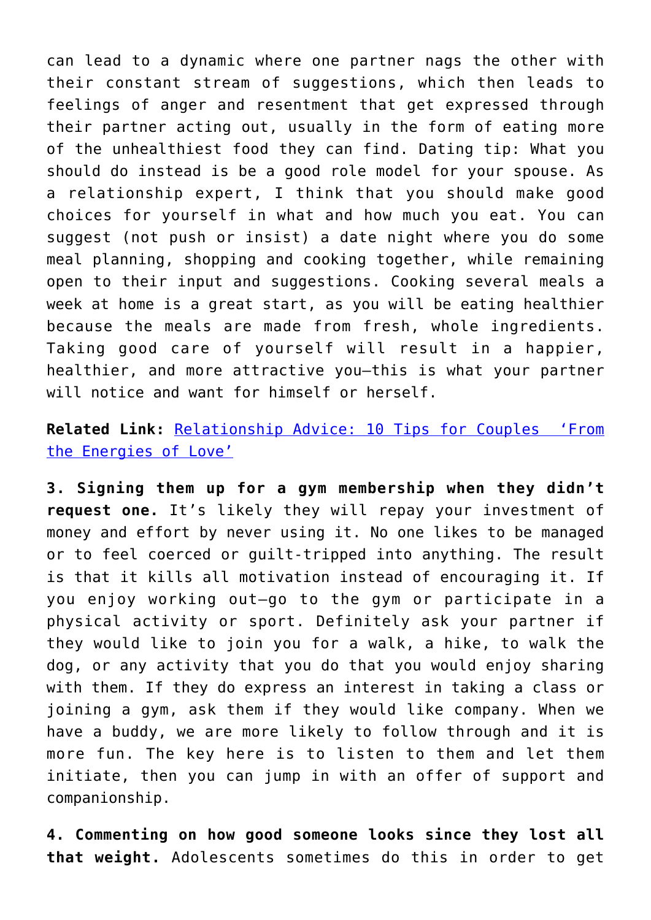can lead to a dynamic where one partner nags the other with their constant stream of suggestions, which then leads to feelings of anger and resentment that get expressed through their partner acting out, usually in the form of eating more of the unhealthiest food they can find. Dating tip: What you should do instead is be a good role model for your spouse. As a relationship expert, I think that you should make good choices for yourself in what and how much you eat. You can suggest (not push or insist) a date night where you do some meal planning, shopping and cooking together, while remaining open to their input and suggestions. Cooking several meals a week at home is a great start, as you will be eating healthier because the meals are made from fresh, whole ingredients. Taking good care of yourself will result in a happier, healthier, and more attractive you—this is what your partner will notice and want for himself or herself.

**Related Link:** [Relationship Advice: 10 Tips for Couples 'From the Energies of Love'](#)

**3. Signing them up for a gym membership when they didn't request one.** It's likely they will repay your investment of money and effort by never using it. No one likes to be managed or to feel coerced or guilt-tripped into anything. The result is that it kills all motivation instead of encouraging it. If you enjoy working out—go to the gym or participate in a physical activity or sport. Definitely ask your partner if they would like to join you for a walk, a hike, to walk the dog, or any activity that you do that you would enjoy sharing with them. If they do express an interest in taking a class or joining a gym, ask them if they would like company. When we have a buddy, we are more likely to follow through and it is more fun. The key here is to listen to them and let them initiate, then you can jump in with an offer of support and companionship.

**4. Commenting on how good someone looks since they lost all that weight.** Adolescents sometimes do this in order to get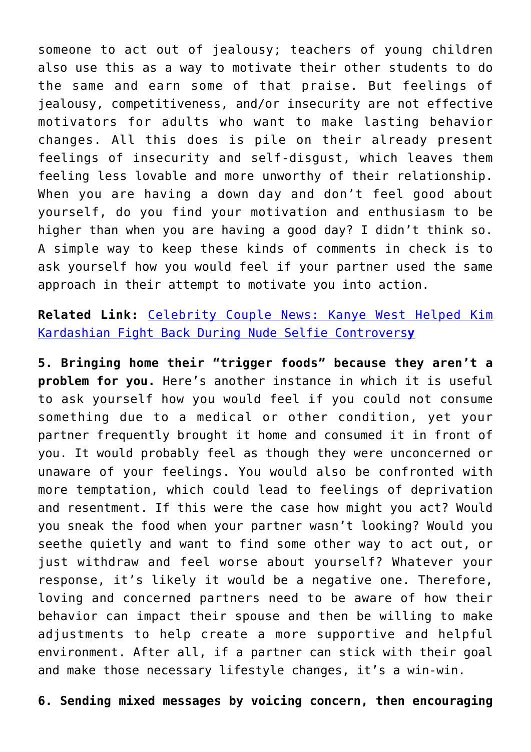someone to act out of jealousy; teachers of young children also use this as a way to motivate their other students to do the same and earn some of that praise. But feelings of jealousy, competitiveness, and/or insecurity are not effective motivators for adults who want to make lasting behavior changes. All this does is pile on their already present feelings of insecurity and self-disgust, which leaves them feeling less lovable and more unworthy of their relationship. When you are having a down day and don't feel good about yourself, do you find your motivation and enthusiasm to be higher than when you are having a good day? I didn't think so. A simple way to keep these kinds of comments in check is to ask yourself how you would feel if your partner used the same approach in their attempt to motivate you into action.

**Related Link:** Celebrity Couple News: Kanye West Helped Kim Kardashian Fight Back During Nude Selfie Controversy

**5. Bringing home their "trigger foods" because they aren't a problem for you.** Here's another instance in which it is useful to ask yourself how you would feel if you could not consume something due to a medical or other condition, yet your partner frequently brought it home and consumed it in front of you. It would probably feel as though they were unconcerned or unaware of your feelings. You would also be confronted with more temptation, which could lead to feelings of deprivation and resentment. If this were the case how might you act? Would you sneak the food when your partner wasn't looking? Would you seethe quietly and want to find some other way to act out, or just withdraw and feel worse about yourself? Whatever your response, it's likely it would be a negative one. Therefore, loving and concerned partners need to be aware of how their behavior can impact their spouse and then be willing to make adjustments to help create a more supportive and helpful environment. After all, if a partner can stick with their goal and make those necessary lifestyle changes, it's a win-win.

**6. Sending mixed messages by voicing concern, then encouraging**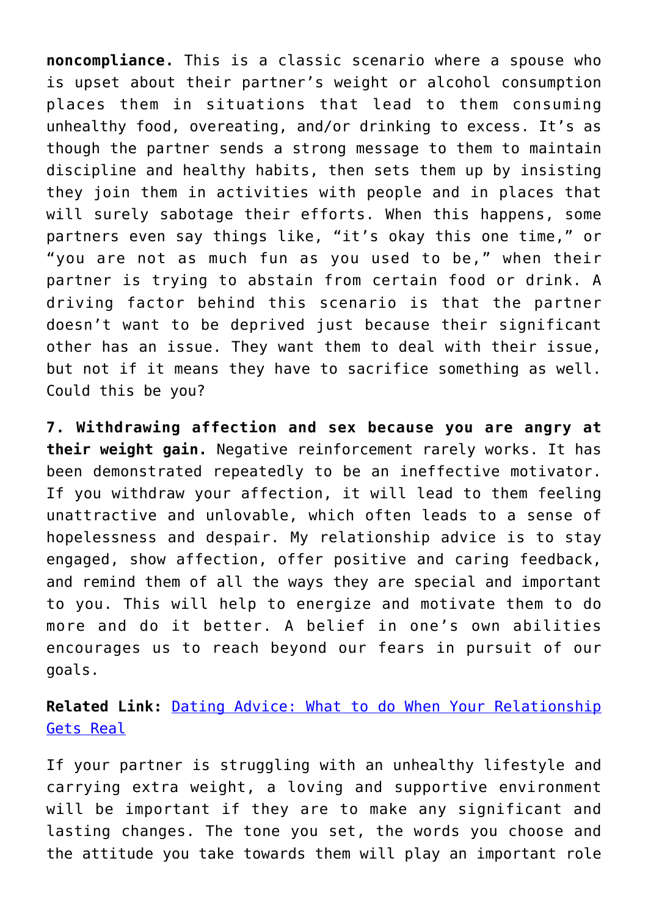**noncompliance.** This is a classic scenario where a spouse who is upset about their partner's weight or alcohol consumption places them in situations that lead to them consuming unhealthy food, overeating, and/or drinking to excess. It's as though the partner sends a strong message to them to maintain discipline and healthy habits, then sets them up by insisting they join them in activities with people and in places that will surely sabotage their efforts. When this happens, some partners even say things like, "it's okay this one time," or "you are not as much fun as you used to be," when their partner is trying to abstain from certain food or drink. A driving factor behind this scenario is that the partner doesn't want to be deprived just because their significant other has an issue. They want them to deal with their issue, but not if it means they have to sacrifice something as well. Could this be you?

**7. Withdrawing affection and sex because you are angry at their weight gain.** Negative reinforcement rarely works. It has been demonstrated repeatedly to be an ineffective motivator. If you withdraw your affection, it will lead to them feeling unattractive and unlovable, which often leads to a sense of hopelessness and despair. My relationship advice is to stay engaged, show affection, offer positive and caring feedback, and remind them of all the ways they are special and important to you. This will help to energize and motivate them to do more and do it better. A belief in one's own abilities encourages us to reach beyond our fears in pursuit of our goals.

**Related Link:** [Dating Advice: What to do When Your Relationship Gets Real]()

If your partner is struggling with an unhealthy lifestyle and carrying extra weight, a loving and supportive environment will be important if they are to make any significant and lasting changes. The tone you set, the words you choose and the attitude you take towards them will play an important role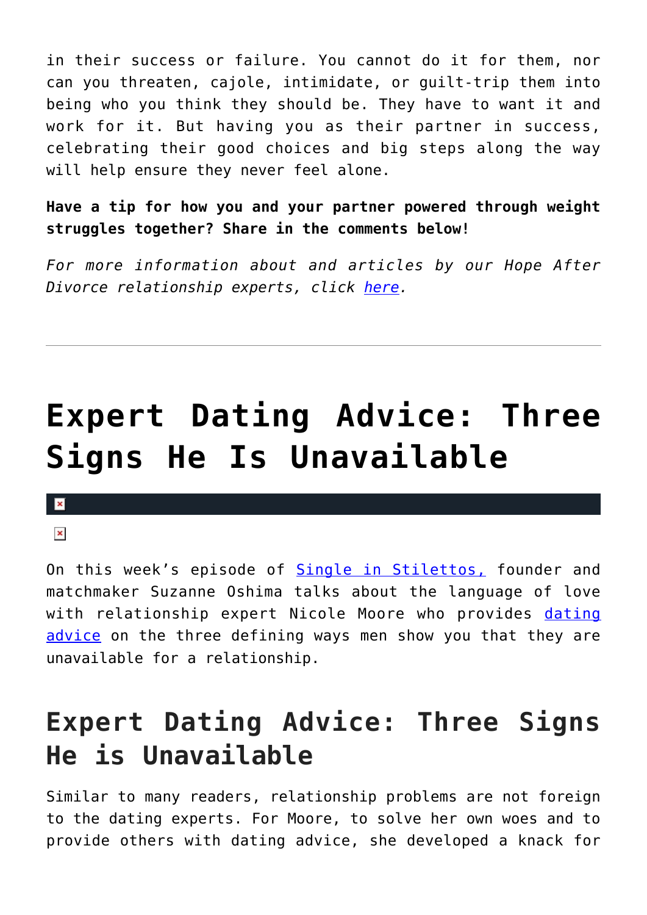in their success or failure. You cannot do it for them, nor can you threaten, cajole, intimidate, or guilt-trip them into being who you think they should be. They have to want it and work for it. But having you as their partner in success, celebrating their good choices and big steps along the way will help ensure they never feel alone.

**Have a tip for how you and your partner powered through weight struggles together? Share in the comments below!**

*For more information about and articles by our Hope After Divorce relationship experts, click here.*

---

# Expert Dating Advice: Three Signs He Is Unavailable

On this week's episode of Single in Stilettos, founder and matchmaker Suzanne Oshima talks about the language of love with relationship expert Nicole Moore who provides dating advice on the three defining ways men show you that they are unavailable for a relationship.

## Expert Dating Advice: Three Signs He is Unavailable

Similar to many readers, relationship problems are not foreign to the dating experts. For Moore, to solve her own woes and to provide others with dating advice, she developed a knack for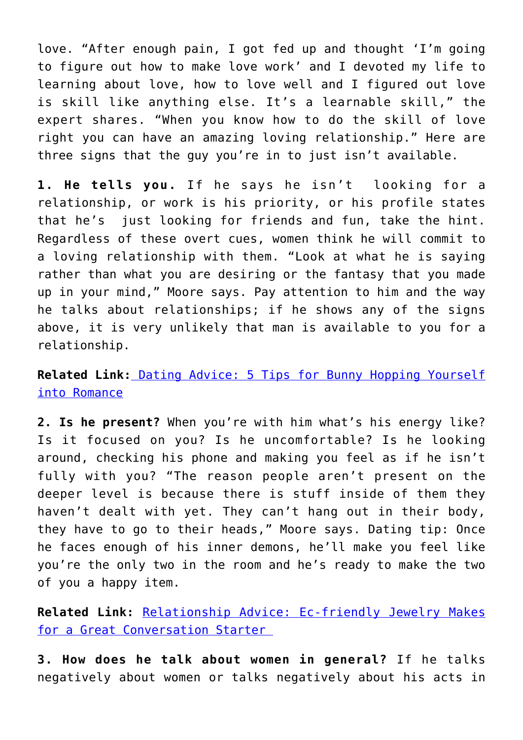love. "After enough pain, I got fed up and thought 'I'm going to figure out how to make love work' and I devoted my life to learning about love, how to love well and I figured out love is skill like anything else. It's a learnable skill," the expert shares. "When you know how to do the skill of love right you can have an amazing loving relationship." Here are three signs that the guy you're in to just isn't available.

**1. He tells you.** If he says he isn't looking for a relationship, or work is his priority, or his profile states that he's just looking for friends and fun, take the hint. Regardless of these overt cues, women think he will commit to a loving relationship with them. "Look at what he is saying rather than what you are desiring or the fantasy that you made up in your mind," Moore says. Pay attention to him and the way he talks about relationships; if he shows any of the signs above, it is very unlikely that man is available to you for a relationship.

**Related Link:** Dating Advice: 5 Tips for Bunny Hopping Yourself into Romance

**2. Is he present?** When you're with him what's his energy like? Is it focused on you? Is he uncomfortable? Is he looking around, checking his phone and making you feel as if he isn't fully with you? "The reason people aren't present on the deeper level is because there is stuff inside of them they haven't dealt with yet. They can't hang out in their body, they have to go to their heads," Moore says. Dating tip: Once he faces enough of his inner demons, he'll make you feel like you're the only two in the room and he's ready to make the two of you a happy item.

**Related Link:** Relationship Advice: Ec-friendly Jewelry Makes for a Great Conversation Starter

**3. How does he talk about women in general?** If he talks negatively about women or talks negatively about his acts in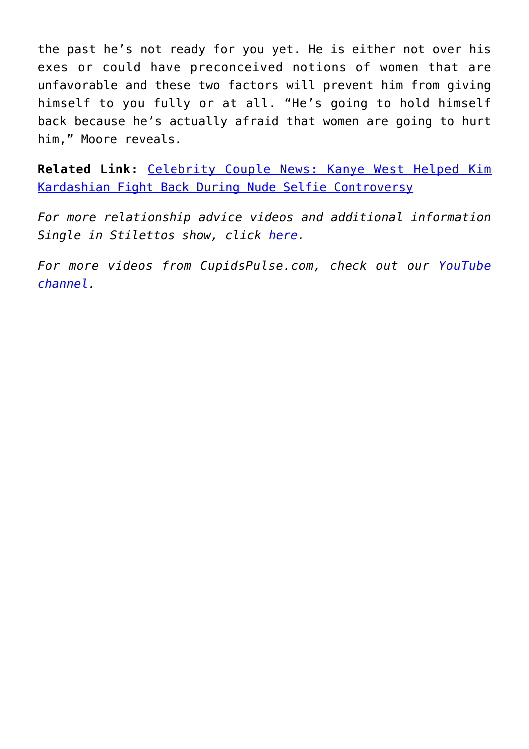the past he's not ready for you yet. He is either not over his exes or could have preconceived notions of women that are unfavorable and these two factors will prevent him from giving himself to you fully or at all. "He's going to hold himself back because he's actually afraid that women are going to hurt him," Moore reveals.

**Related Link:** Celebrity Couple News: Kanye West Helped Kim Kardashian Fight Back During Nude Selfie Controversy

*For more relationship advice videos and additional information Single in Stilettos show, click here.*

*For more videos from CupidsPulse.com, check out our YouTube channel.*